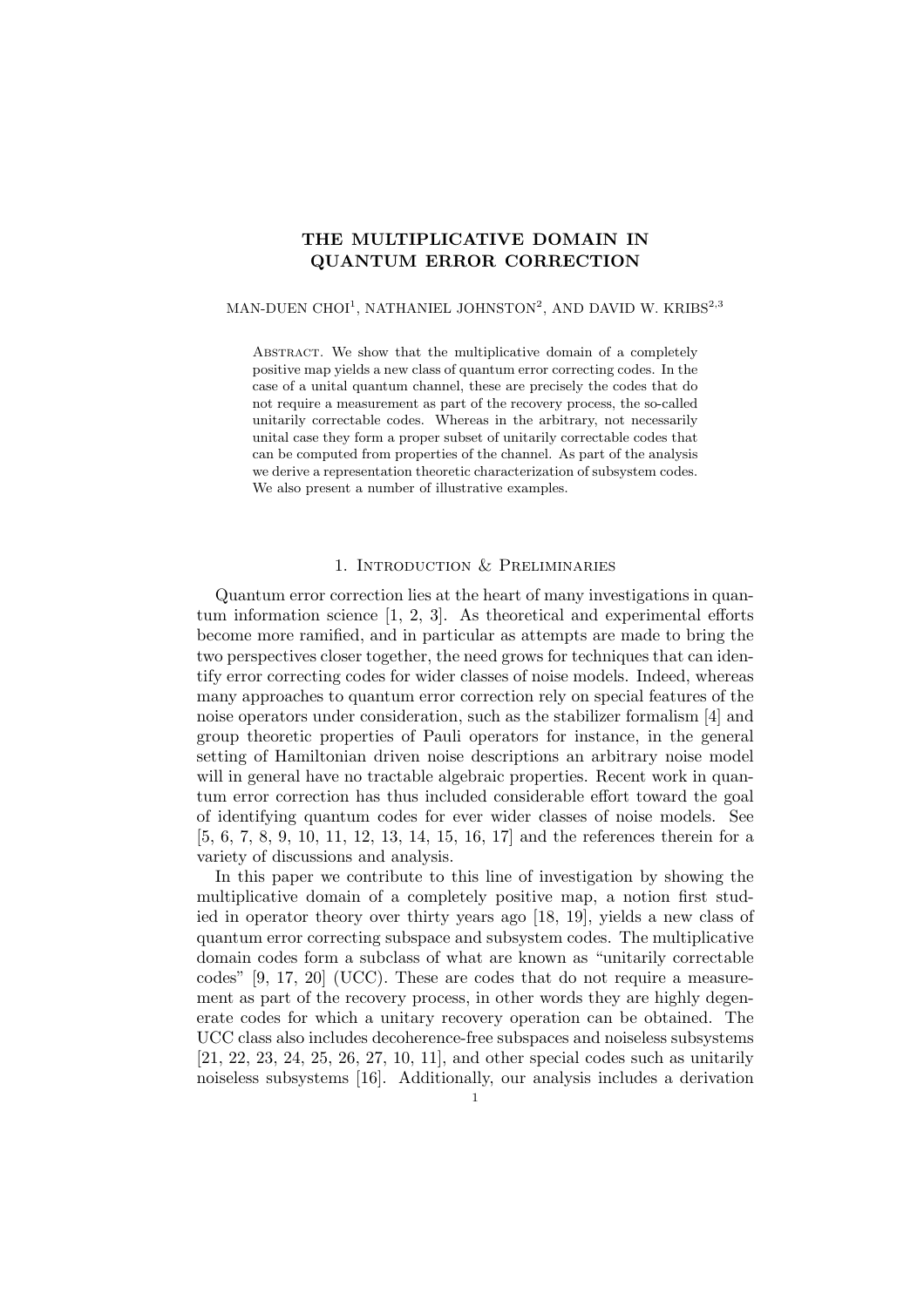# THE MULTIPLICATIVE DOMAIN IN QUANTUM ERROR CORRECTION

MAN-DUEN CHOI[1], NATHANIEL JOHNSTON[2], AND DAVID W. KRIBS[2,3]

Abstract. We show that the multiplicative domain of a completely positive map yields a new class of quantum error correcting codes. In the case of a unital quantum channel, these are precisely the codes that do not require a measurement as part of the recovery process, the so-called unitarily correctable codes. Whereas in the arbitrary, not necessarily unital case they form a proper subset of unitarily correctable codes that can be computed from properties of the channel. As part of the analysis we derive a representation theoretic characterization of subsystem codes. We also present a number of illustrative examples.

## 1. Introduction & Preliminaries

Quantum error correction lies at the heart of many investigations in quantum information science [1, 2, 3]. As theoretical and experimental efforts become more ramified, and in particular as attempts are made to bring the two perspectives closer together, the need grows for techniques that can identify error correcting codes for wider classes of noise models. Indeed, whereas many approaches to quantum error correction rely on special features of the noise operators under consideration, such as the stabilizer formalism [4] and group theoretic properties of Pauli operators for instance, in the general setting of Hamiltonian driven noise descriptions an arbitrary noise model will in general have no tractable algebraic properties. Recent work in quantum error correction has thus included considerable effort toward the goal of identifying quantum codes for ever wider classes of noise models. See [5, 6, 7, 8, 9, 10, 11, 12, 13, 14, 15, 16, 17] and the references therein for a variety of discussions and analysis.

In this paper we contribute to this line of investigation by showing the multiplicative domain of a completely positive map, a notion first studied in operator theory over thirty years ago [18, 19], yields a new class of quantum error correcting subspace and subsystem codes. The multiplicative domain codes form a subclass of what are known as "unitarily correctable codes" [9, 17, 20] (UCC). These are codes that do not require a measurement as part of the recovery process, in other words they are highly degenerate codes for which a unitary recovery operation can be obtained. The UCC class also includes decoherence-free subspaces and noiseless subsystems [21, 22, 23, 24, 25, 26, 27, 10, 11], and other special codes such as unitarily noiseless subsystems [16]. Additionally, our analysis includes a derivation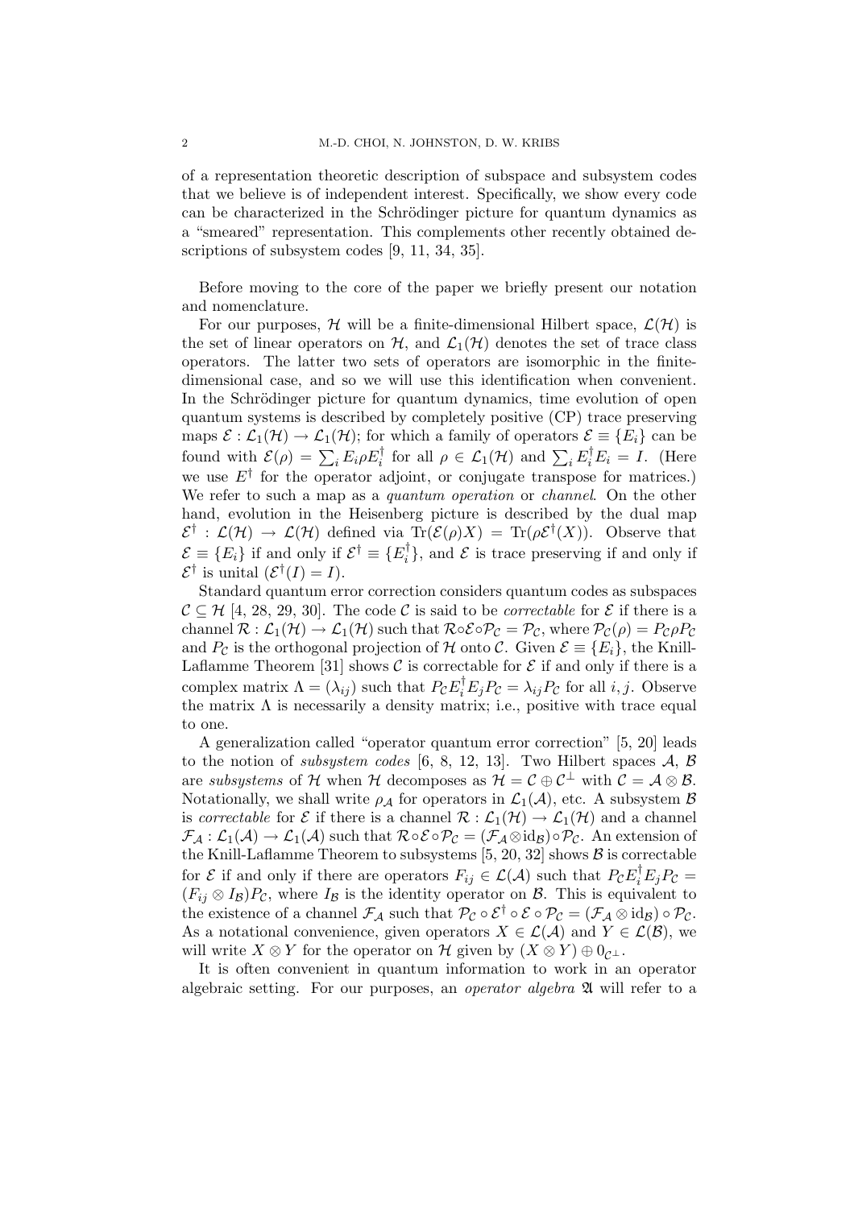of a representation theoretic description of subspace and subsystem codes that we believe is of independent interest. Specifically, we show every code can be characterized in the Schrödinger picture for quantum dynamics as a "smeared" representation. This complements other recently obtained descriptions of subsystem codes [9, 11, 34, 35].

Before moving to the core of the paper we briefly present our notation and nomenclature.

For our purposes, $\mathcal{H}$ will be a finite-dimensional Hilbert space, $\mathcal{L}(\mathcal{H})$ is the set of linear operators on $\mathcal{H}$, and $\mathcal{L}_1(\mathcal{H})$ denotes the set of trace class operators. The latter two sets of operators are isomorphic in the finite-dimensional case, and so we will use this identification when convenient. In the Schrödinger picture for quantum dynamics, time evolution of open quantum systems is described by completely positive (CP) trace preserving maps $\mathcal{E} : \mathcal{L}_1(\mathcal{H}) \to \mathcal{L}_1(\mathcal{H})$; for which a family of operators $\mathcal{E} \equiv \{E_i\}$ can be found with $\mathcal{E}(\rho) = \sum_i E_i \rho E_i^\dagger$ for all $\rho \in \mathcal{L}_1(\mathcal{H})$ and $\sum_i E_i^\dagger E_i = I$. (Here we use $E^\dagger$ for the operator adjoint, or conjugate transpose for matrices.) We refer to such a map as a *quantum operation* or *channel*. On the other hand, evolution in the Heisenberg picture is described by the dual map $\mathcal{E}^\dagger : \mathcal{L}(\mathcal{H}) \to \mathcal{L}(\mathcal{H})$ defined via $\mathrm{Tr}(\mathcal{E}(\rho)X) = \mathrm{Tr}(\rho \mathcal{E}^\dagger(X))$. Observe that $\mathcal{E} \equiv \{E_i\}$ if and only if $\mathcal{E}^\dagger \equiv \{E_i^\dagger\}$, and $\mathcal{E}$ is trace preserving if and only if $\mathcal{E}^\dagger$ is unital ($\mathcal{E}^\dagger(I) = I$).

Standard quantum error correction considers quantum codes as subspaces $\mathcal{C} \subseteq \mathcal{H}$ [4, 28, 29, 30]. The code $\mathcal{C}$ is said to be *correctable* for $\mathcal{E}$ if there is a channel $\mathcal{R} : \mathcal{L}_1(\mathcal{H}) \to \mathcal{L}_1(\mathcal{H})$ such that $\mathcal{R} \circ \mathcal{E} \circ \mathcal{P}_\mathcal{C} = \mathcal{P}_\mathcal{C}$, where $\mathcal{P}_\mathcal{C}(\rho) = P_\mathcal{C} \rho P_\mathcal{C}$ and $P_\mathcal{C}$ is the orthogonal projection of $\mathcal{H}$ onto $\mathcal{C}$. Given $\mathcal{E} \equiv \{E_i\}$, the Knill-Laflamme Theorem [31] shows $\mathcal{C}$ is correctable for $\mathcal{E}$ if and only if there is a complex matrix $\Lambda = (\lambda_{ij})$ such that $P_\mathcal{C} E_i^\dagger E_j P_\mathcal{C} = \lambda_{ij} P_\mathcal{C}$ for all $i, j$. Observe the matrix $\Lambda$ is necessarily a density matrix; i.e., positive with trace equal to one.

A generalization called "operator quantum error correction" [5, 20] leads to the notion of *subsystem codes* [6, 8, 12, 13]. Two Hilbert spaces $\mathcal{A}$, $\mathcal{B}$ are *subsystems* of $\mathcal{H}$ when $\mathcal{H}$ decomposes as $\mathcal{H} = \mathcal{C} \oplus \mathcal{C}^\perp$ with $\mathcal{C} = \mathcal{A} \otimes \mathcal{B}$. Notationally, we shall write $\rho_\mathcal{A}$ for operators in $\mathcal{L}_1(\mathcal{A})$, etc. A subsystem $\mathcal{B}$ is *correctable* for $\mathcal{E}$ if there is a channel $\mathcal{R} : \mathcal{L}_1(\mathcal{H}) \to \mathcal{L}_1(\mathcal{H})$ and a channel $\mathcal{F}_\mathcal{A} : \mathcal{L}_1(\mathcal{A}) \to \mathcal{L}_1(\mathcal{A})$ such that $\mathcal{R} \circ \mathcal{E} \circ \mathcal{P}_\mathcal{C} = (\mathcal{F}_\mathcal{A} \otimes \mathrm{id}_\mathcal{B}) \circ \mathcal{P}_\mathcal{C}$. An extension of the Knill-Laflamme Theorem to subsystems [5, 20, 32] shows $\mathcal{B}$ is correctable for $\mathcal{E}$ if and only if there are operators $F_{ij} \in \mathcal{L}(\mathcal{A})$ such that $P_\mathcal{C} E_i^\dagger E_j P_\mathcal{C} = (F_{ij} \otimes I_\mathcal{B}) P_\mathcal{C}$, where $I_\mathcal{B}$ is the identity operator on $\mathcal{B}$. This is equivalent to the existence of a channel $\mathcal{F}_\mathcal{A}$ such that $\mathcal{P}_\mathcal{C} \circ \mathcal{E}^\dagger \circ \mathcal{E} \circ \mathcal{P}_\mathcal{C} = (\mathcal{F}_\mathcal{A} \otimes \mathrm{id}_\mathcal{B}) \circ \mathcal{P}_\mathcal{C}$. As a notational convenience, given operators $X \in \mathcal{L}(\mathcal{A})$ and $Y \in \mathcal{L}(\mathcal{B})$, we will write $X \otimes Y$ for the operator on $\mathcal{H}$ given by $(X \otimes Y) \oplus 0_{\mathcal{C}^\perp}$.

It is often convenient in quantum information to work in an operator algebraic setting. For our purposes, an *operator algebra* $\mathfrak{A}$ will refer to a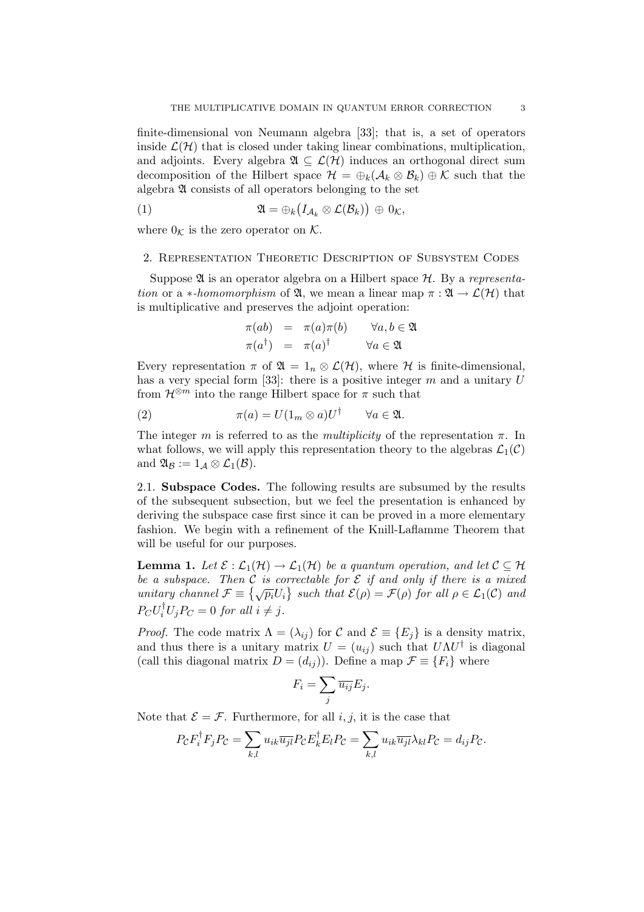finite-dimensional von Neumann algebra [33]; that is, a set of operators inside $\mathcal{L}(\mathcal{H})$ that is closed under taking linear combinations, multiplication, and adjoints. Every algebra $\mathfrak{A} \subseteq \mathcal{L}(\mathcal{H})$ induces an orthogonal direct sum decomposition of the Hilbert space $\mathcal{H} = \oplus_k(\mathcal{A}_k \otimes \mathcal{B}_k) \oplus \mathcal{K}$ such that the algebra $\mathfrak{A}$ consists of all operators belonging to the set

$$\mathfrak{A} = \oplus_k\big(I_{\mathcal{A}_k} \otimes \mathcal{L}(\mathcal{B}_k)\big) \,\oplus\, 0_{\mathcal{K}}, \tag{1}$$

where $0_{\mathcal{K}}$ is the zero operator on $\mathcal{K}$.

## 2. Representation Theoretic Description of Subsystem Codes

Suppose $\mathfrak{A}$ is an operator algebra on a Hilbert space $\mathcal{H}$. By a *representation* or a $*$*-homomorphism* of $\mathfrak{A}$, we mean a linear map $\pi : \mathfrak{A} \to \mathcal{L}(\mathcal{H})$ that is multiplicative and preserves the adjoint operation:

$$\begin{aligned} \pi(ab) &= \pi(a)\pi(b) \qquad \forall a, b \in \mathfrak{A} \\ \pi(a^\dagger) &= \pi(a)^\dagger \qquad \forall a \in \mathfrak{A} \end{aligned}$$

Every representation $\pi$ of $\mathfrak{A} = 1_n \otimes \mathcal{L}(\mathcal{H})$, where $\mathcal{H}$ is finite-dimensional, has a very special form [33]: there is a positive integer $m$ and a unitary $U$ from $\mathcal{H}^{\otimes m}$ into the range Hilbert space for $\pi$ such that

$$\pi(a) = U(1_m \otimes a)U^\dagger \qquad \forall a \in \mathfrak{A}. \tag{2}$$

The integer $m$ is referred to as the *multiplicity* of the representation $\pi$. In what follows, we will apply this representation theory to the algebras $\mathcal{L}_1(\mathcal{C})$ and $\mathfrak{A}_{\mathcal{B}} := 1_{\mathcal{A}} \otimes \mathcal{L}_1(\mathcal{B})$.

### 2.1. Subspace Codes.

The following results are subsumed by the results of the subsequent subsection, but we feel the presentation is enhanced by deriving the subspace case first since it can be proved in a more elementary fashion. We begin with a refinement of the Knill-Laflamme Theorem that will be useful for our purposes.

**Lemma 1.** *Let $\mathcal{E} : \mathcal{L}_1(\mathcal{H}) \to \mathcal{L}_1(\mathcal{H})$ be a quantum operation, and let $\mathcal{C} \subseteq \mathcal{H}$ be a subspace. Then $\mathcal{C}$ is correctable for $\mathcal{E}$ if and only if there is a mixed unitary channel $\mathcal{F} \equiv \{\sqrt{p_i}U_i\}$ such that $\mathcal{E}(\rho) = \mathcal{F}(\rho)$ for all $\rho \in \mathcal{L}_1(\mathcal{C})$ and $P_C U_i^\dagger U_j P_C = 0$ for all $i \neq j$.*

*Proof.* The code matrix $\Lambda = (\lambda_{ij})$ for $\mathcal{C}$ and $\mathcal{E} \equiv \{E_j\}$ is a density matrix, and thus there is a unitary matrix $U = (u_{ij})$ such that $U\Lambda U^\dagger$ is diagonal (call this diagonal matrix $D = (d_{ij})$). Define a map $\mathcal{F} \equiv \{F_i\}$ where

$$F_i = \sum_j \overline{u_{ij}} E_j.$$

Note that $\mathcal{E} = \mathcal{F}$. Furthermore, for all $i, j$, it is the case that

$$P_{\mathcal{C}} F_i^\dagger F_j P_{\mathcal{C}} = \sum_{k,l} u_{ik}\overline{u_{jl}} P_{\mathcal{C}} E_k^\dagger E_l P_{\mathcal{C}} = \sum_{k,l} u_{ik}\overline{u_{jl}}\lambda_{kl} P_{\mathcal{C}} = d_{ij} P_{\mathcal{C}}.$$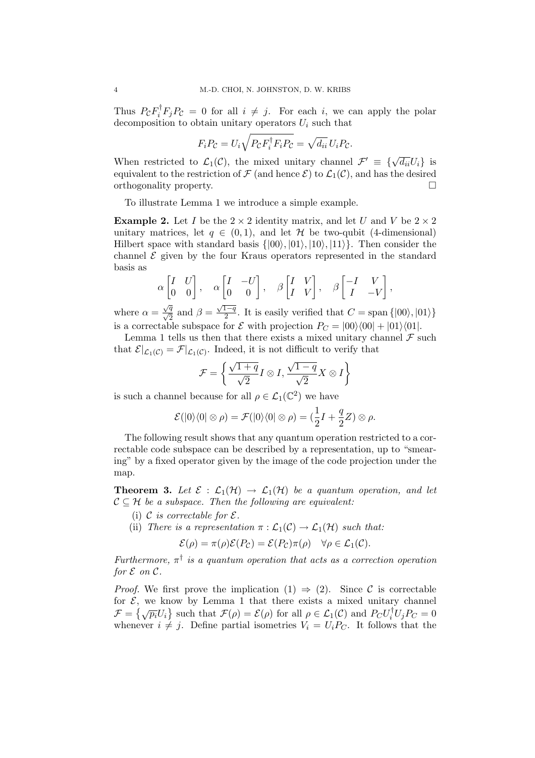Thus $P_{\mathcal{C}} F_i^\dagger F_j P_{\mathcal{C}} = 0$ for all $i \neq j$. For each $i$, we can apply the polar decomposition to obtain unitary operators $U_i$ such that

$$F_i P_{\mathcal{C}} = U_i \sqrt{P_{\mathcal{C}} F_i^\dagger F_i P_{\mathcal{C}}} = \sqrt{d_{ii}}\, U_i P_{\mathcal{C}}.$$

When restricted to $\mathcal{L}_1(\mathcal{C})$, the mixed unitary channel $\mathcal{F}' \equiv \{\sqrt{d_{ii}} U_i\}$ is equivalent to the restriction of $\mathcal{F}$ (and hence $\mathcal{E}$) to $\mathcal{L}_1(\mathcal{C})$, and has the desired orthogonality property. $\square$

To illustrate Lemma 1 we introduce a simple example.

**Example 2.** Let $I$ be the $2 \times 2$ identity matrix, and let $U$ and $V$ be $2 \times 2$ unitary matrices, let $q \in (0, 1)$, and let $\mathcal{H}$ be two-qubit (4-dimensional) Hilbert space with standard basis $\{|00\rangle, |01\rangle, |10\rangle, |11\rangle\}$. Then consider the channel $\mathcal{E}$ given by the four Kraus operators represented in the standard basis as

$$\alpha \begin{bmatrix} I & U \\ 0 & 0 \end{bmatrix}, \quad \alpha \begin{bmatrix} I & -U \\ 0 & 0 \end{bmatrix}, \quad \beta \begin{bmatrix} I & V \\ I & V \end{bmatrix}, \quad \beta \begin{bmatrix} -I & V \\ I & -V \end{bmatrix},$$

where $\alpha = \frac{\sqrt{q}}{\sqrt{2}}$ and $\beta = \frac{\sqrt{1-q}}{2}$. It is easily verified that $C = \mathrm{span}\{|00\rangle, |01\rangle\}$ is a correctable subspace for $\mathcal{E}$ with projection $P_C = |00\rangle\langle 00| + |01\rangle\langle 01|$.

Lemma 1 tells us then that there exists a mixed unitary channel $\mathcal{F}$ such that $\mathcal{E}|_{\mathcal{L}_1(\mathcal{C})} = \mathcal{F}|_{\mathcal{L}_1(\mathcal{C})}$. Indeed, it is not difficult to verify that

$$\mathcal{F} = \left\{ \frac{\sqrt{1+q}}{\sqrt{2}} I \otimes I, \frac{\sqrt{1-q}}{\sqrt{2}} X \otimes I \right\}$$

is such a channel because for all $\rho \in \mathcal{L}_1(\mathbb{C}^2)$ we have

$$\mathcal{E}(|0\rangle\langle 0| \otimes \rho) = \mathcal{F}(|0\rangle\langle 0| \otimes \rho) = (\frac{1}{2} I + \frac{q}{2} Z) \otimes \rho.$$

The following result shows that any quantum operation restricted to a correctable code subspace can be described by a representation, up to "smearing" by a fixed operator given by the image of the code projection under the map.

**Theorem 3.** *Let $\mathcal{E} : \mathcal{L}_1(\mathcal{H}) \to \mathcal{L}_1(\mathcal{H})$ be a quantum operation, and let $\mathcal{C} \subseteq \mathcal{H}$ be a subspace. Then the following are equivalent:*

(i) *$\mathcal{C}$ is correctable for $\mathcal{E}$.*

(ii) *There is a representation $\pi : \mathcal{L}_1(\mathcal{C}) \to \mathcal{L}_1(\mathcal{H})$ such that:*

$$\mathcal{E}(\rho) = \pi(\rho)\mathcal{E}(P_{\mathcal{C}}) = \mathcal{E}(P_{\mathcal{C}})\pi(\rho) \quad \forall \rho \in \mathcal{L}_1(\mathcal{C}).$$

*Furthermore, $\pi^\dagger$ is a quantum operation that acts as a correction operation for $\mathcal{E}$ on $\mathcal{C}$.*

*Proof.* We first prove the implication (1) $\Rightarrow$ (2). Since $\mathcal{C}$ is correctable for $\mathcal{E}$, we know by Lemma 1 that there exists a mixed unitary channel $\mathcal{F} = \{\sqrt{p_i} U_i\}$ such that $\mathcal{F}(\rho) = \mathcal{E}(\rho)$ for all $\rho \in \mathcal{L}_1(\mathcal{C})$ and $P_C U_i^\dagger U_j P_C = 0$ whenever $i \neq j$. Define partial isometries $V_i = U_i P_C$. It follows that the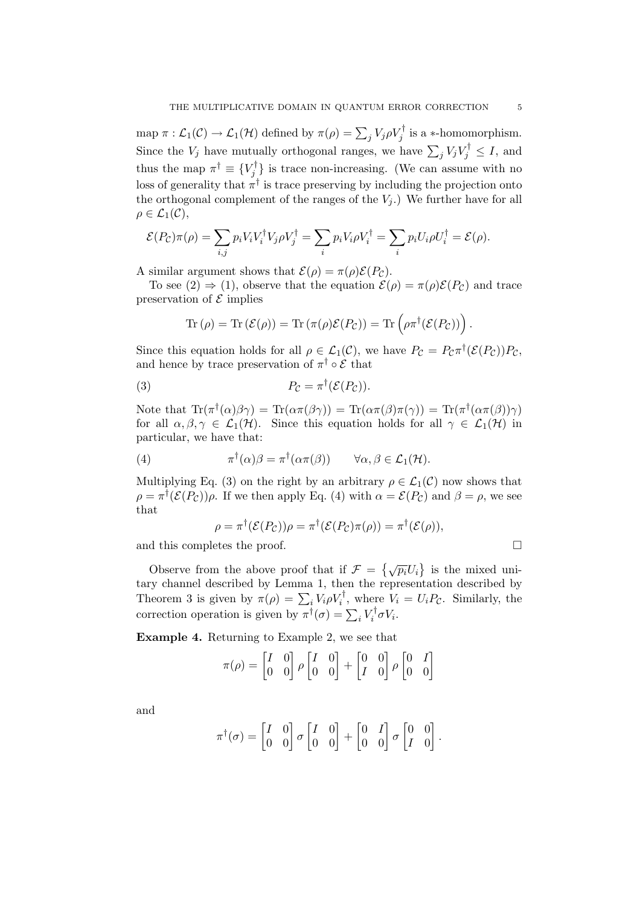map $\pi : \mathcal{L}_1(\mathcal{C}) \to \mathcal{L}_1(\mathcal{H})$ defined by $\pi(\rho) = \sum_j V_j \rho V_j^\dagger$ is a $*$-homomorphism. Since the $V_j$ have mutually orthogonal ranges, we have $\sum_j V_j V_j^\dagger \leq I$, and thus the map $\pi^\dagger \equiv \{V_j^\dagger\}$ is trace non-increasing. (We can assume with no loss of generality that $\pi^\dagger$ is trace preserving by including the projection onto the orthogonal complement of the ranges of the $V_j$.) We further have for all $\rho \in \mathcal{L}_1(\mathcal{C})$,

$$\mathcal{E}(P_\mathcal{C})\pi(\rho) = \sum_{i,j} p_i V_i V_i^\dagger V_j \rho V_j^\dagger = \sum_i p_i V_i \rho V_i^\dagger = \sum_i p_i U_i \rho U_i^\dagger = \mathcal{E}(\rho).$$

A similar argument shows that $\mathcal{E}(\rho) = \pi(\rho)\mathcal{E}(P_\mathcal{C})$.

To see (2) $\Rightarrow$ (1), observe that the equation $\mathcal{E}(\rho) = \pi(\rho)\mathcal{E}(P_\mathcal{C})$ and trace preservation of $\mathcal{E}$ implies

$$\mathrm{Tr}\,(\rho) = \mathrm{Tr}\,(\mathcal{E}(\rho)) = \mathrm{Tr}\,(\pi(\rho)\mathcal{E}(P_\mathcal{C})) = \mathrm{Tr}\,\left(\rho \pi^\dagger(\mathcal{E}(P_\mathcal{C}))\right).$$

Since this equation holds for all $\rho \in \mathcal{L}_1(\mathcal{C})$, we have $P_\mathcal{C} = P_\mathcal{C}\pi^\dagger(\mathcal{E}(P_\mathcal{C}))P_\mathcal{C}$, and hence by trace preservation of $\pi^\dagger \circ \mathcal{E}$ that

$$P_\mathcal{C} = \pi^\dagger(\mathcal{E}(P_\mathcal{C})). \tag{3}$$

Note that $\mathrm{Tr}(\pi^\dagger(\alpha)\beta\gamma) = \mathrm{Tr}(\alpha\pi(\beta\gamma)) = \mathrm{Tr}(\alpha\pi(\beta)\pi(\gamma)) = \mathrm{Tr}(\pi^\dagger(\alpha\pi(\beta))\gamma)$ for all $\alpha, \beta, \gamma \in \mathcal{L}_1(\mathcal{H})$. Since this equation holds for all $\gamma \in \mathcal{L}_1(\mathcal{H})$ in particular, we have that:

$$\pi^\dagger(\alpha)\beta = \pi^\dagger(\alpha\pi(\beta)) \qquad \forall \alpha, \beta \in \mathcal{L}_1(\mathcal{H}). \tag{4}$$

Multiplying Eq. (3) on the right by an arbitrary $\rho \in \mathcal{L}_1(\mathcal{C})$ now shows that $\rho = \pi^\dagger(\mathcal{E}(P_\mathcal{C}))\rho$. If we then apply Eq. (4) with $\alpha = \mathcal{E}(P_\mathcal{C})$ and $\beta = \rho$, we see that

$$\rho = \pi^\dagger(\mathcal{E}(P_\mathcal{C}))\rho = \pi^\dagger(\mathcal{E}(P_\mathcal{C})\pi(\rho)) = \pi^\dagger(\mathcal{E}(\rho)),$$

and this completes the proof. □

Observe from the above proof that if $\mathcal{F} = \left\{\sqrt{p_i}U_i\right\}$ is the mixed unitary channel described by Lemma 1, then the representation described by Theorem 3 is given by $\pi(\rho) = \sum_i V_i \rho V_i^\dagger$, where $V_i = U_i P_\mathcal{C}$. Similarly, the correction operation is given by $\pi^\dagger(\sigma) = \sum_i V_i^\dagger \sigma V_i$.

**Example 4.** Returning to Example 2, we see that

$$\pi(\rho) = \begin{bmatrix} I & 0 \\ 0 & 0 \end{bmatrix} \rho \begin{bmatrix} I & 0 \\ 0 & 0 \end{bmatrix} + \begin{bmatrix} 0 & 0 \\ I & 0 \end{bmatrix} \rho \begin{bmatrix} 0 & I \\ 0 & 0 \end{bmatrix}$$

and

$$\pi^\dagger(\sigma) = \begin{bmatrix} I & 0 \\ 0 & 0 \end{bmatrix} \sigma \begin{bmatrix} I & 0 \\ 0 & 0 \end{bmatrix} + \begin{bmatrix} 0 & I \\ 0 & 0 \end{bmatrix} \sigma \begin{bmatrix} 0 & 0 \\ I & 0 \end{bmatrix}.$$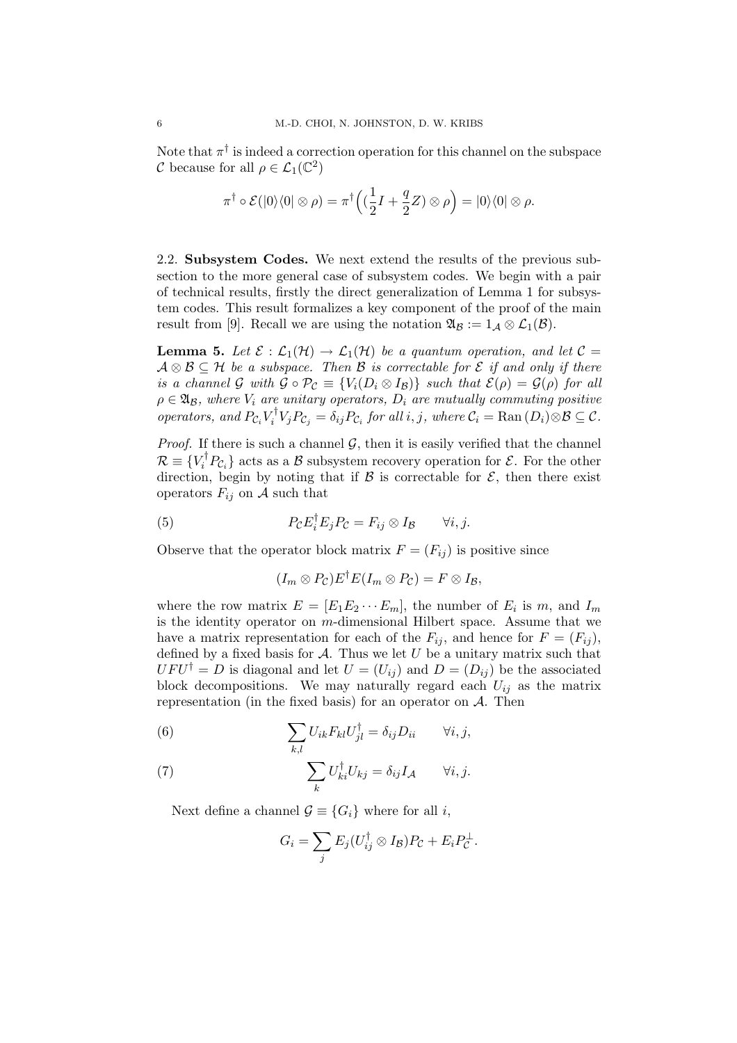Note that $\pi^\dagger$ is indeed a correction operation for this channel on the subspace $\mathcal{C}$ because for all $\rho \in \mathcal{L}_1(\mathbb{C}^2)$

$$\pi^\dagger \circ \mathcal{E}(|0\rangle\langle 0| \otimes \rho) = \pi^\dagger\Big((\frac{1}{2}I + \frac{q}{2}Z) \otimes \rho\Big) = |0\rangle\langle 0| \otimes \rho.$$

2.2. **Subsystem Codes.** We next extend the results of the previous subsection to the more general case of subsystem codes. We begin with a pair of technical results, firstly the direct generalization of Lemma 1 for subsystem codes. This result formalizes a key component of the proof of the main result from [9]. Recall we are using the notation $\mathfrak{A}_\mathcal{B} := 1_\mathcal{A} \otimes \mathcal{L}_1(\mathcal{B})$.

**Lemma 5.** *Let $\mathcal{E} : \mathcal{L}_1(\mathcal{H}) \to \mathcal{L}_1(\mathcal{H})$ be a quantum operation, and let $\mathcal{C} = \mathcal{A} \otimes \mathcal{B} \subseteq \mathcal{H}$ be a subspace. Then $\mathcal{B}$ is correctable for $\mathcal{E}$ if and only if there is a channel $\mathcal{G}$ with $\mathcal{G} \circ \mathcal{P}_\mathcal{C} \equiv \{V_i(D_i \otimes I_\mathcal{B})\}$ such that $\mathcal{E}(\rho) = \mathcal{G}(\rho)$ for all $\rho \in \mathfrak{A}_\mathcal{B}$, where $V_i$ are unitary operators, $D_i$ are mutually commuting positive operators, and $P_{\mathcal{C}_i} V_i^\dagger V_j P_{\mathcal{C}_j} = \delta_{ij} P_{\mathcal{C}_i}$ for all $i, j$, where $\mathcal{C}_i = \mathrm{Ran}\,(D_i) \otimes \mathcal{B} \subseteq \mathcal{C}$.*

*Proof.* If there is such a channel $\mathcal{G}$, then it is easily verified that the channel $\mathcal{R} \equiv \{V_i^\dagger P_{\mathcal{C}_i}\}$ acts as a $\mathcal{B}$ subsystem recovery operation for $\mathcal{E}$. For the other direction, begin by noting that if $\mathcal{B}$ is correctable for $\mathcal{E}$, then there exist operators $F_{ij}$ on $\mathcal{A}$ such that

$$P_\mathcal{C} E_i^\dagger E_j P_\mathcal{C} = F_{ij} \otimes I_\mathcal{B} \qquad \forall i, j. \tag{5}$$

Observe that the operator block matrix $F = (F_{ij})$ is positive since

$$(I_m \otimes P_\mathcal{C}) E^\dagger E (I_m \otimes P_\mathcal{C}) = F \otimes I_\mathcal{B},$$

where the row matrix $E = [E_1 E_2 \cdots E_m]$, the number of $E_i$ is $m$, and $I_m$ is the identity operator on $m$-dimensional Hilbert space. Assume that we have a matrix representation for each of the $F_{ij}$, and hence for $F = (F_{ij})$, defined by a fixed basis for $\mathcal{A}$. Thus we let $U$ be a unitary matrix such that $UFU^\dagger = D$ is diagonal and let $U = (U_{ij})$ and $D = (D_{ij})$ be the associated block decompositions. We may naturally regard each $U_{ij}$ as the matrix representation (in the fixed basis) for an operator on $\mathcal{A}$. Then

$$\sum_{k,l} U_{ik} F_{kl} U_{jl}^\dagger = \delta_{ij} D_{ii} \qquad \forall i, j, \tag{6}$$

$$\sum_k U_{ki}^\dagger U_{kj} = \delta_{ij} I_\mathcal{A} \qquad \forall i, j. \tag{7}$$

Next define a channel $\mathcal{G} \equiv \{G_i\}$ where for all $i$,

$$G_i = \sum_j E_j (U_{ij}^\dagger \otimes I_\mathcal{B}) P_\mathcal{C} + E_i P_\mathcal{C}^\perp.$$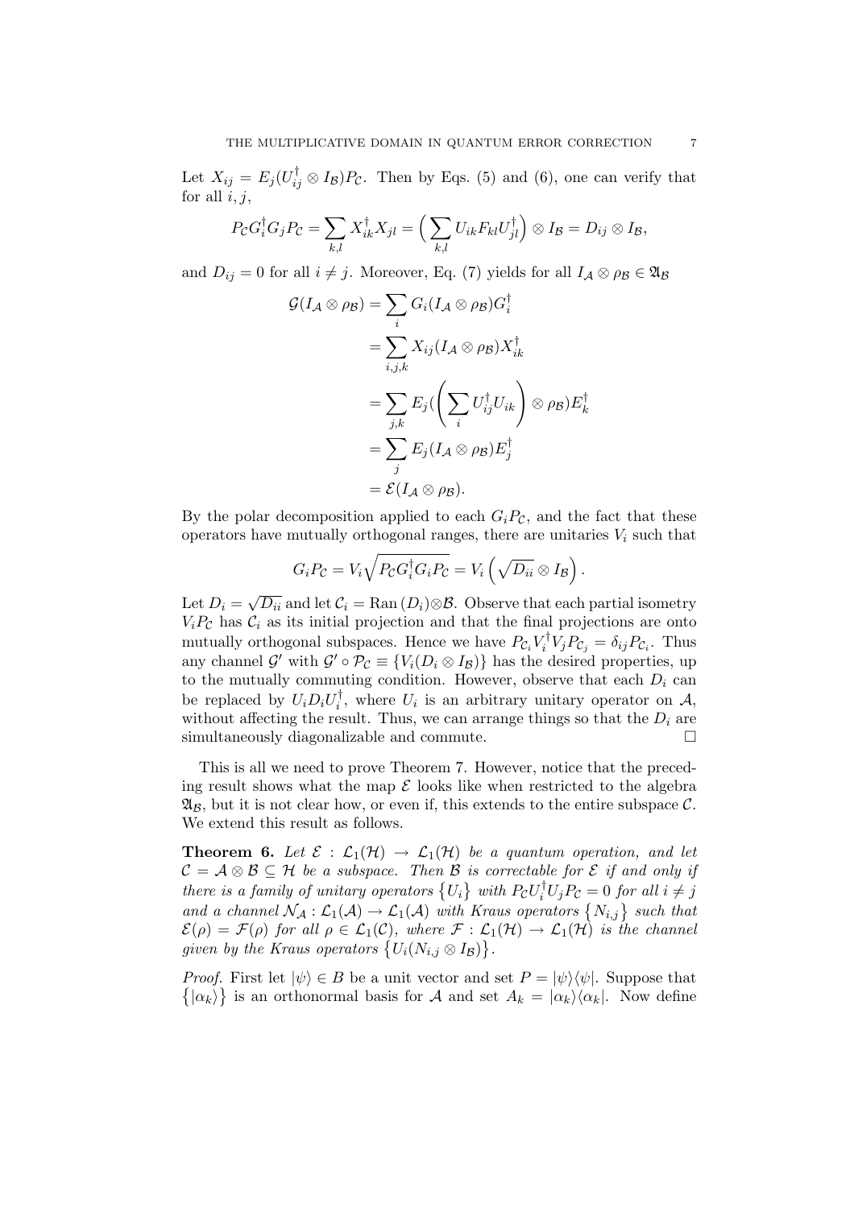Let $X_{ij} = E_j(U_{ij}^\dagger \otimes I_\mathcal{B})P_\mathcal{C}$. Then by Eqs. (5) and (6), one can verify that for all $i, j$,

$$P_\mathcal{C} G_i^\dagger G_j P_\mathcal{C} = \sum_{k,l} X_{ik}^\dagger X_{jl} = \Big( \sum_{k,l} U_{ik} F_{kl} U_{jl}^\dagger \Big) \otimes I_\mathcal{B} = D_{ij} \otimes I_\mathcal{B},$$

and $D_{ij} = 0$ for all $i \neq j$. Moreover, Eq. (7) yields for all $I_\mathcal{A} \otimes \rho_\mathcal{B} \in \mathfrak{A}_\mathcal{B}$

$$\begin{aligned}
\mathcal{G}(I_\mathcal{A} \otimes \rho_\mathcal{B}) &= \sum_i G_i (I_\mathcal{A} \otimes \rho_\mathcal{B}) G_i^\dagger \\
&= \sum_{i,j,k} X_{ij} (I_\mathcal{A} \otimes \rho_\mathcal{B}) X_{ik}^\dagger \\
&= \sum_{j,k} E_j ( \left( \sum_i U_{ij}^\dagger U_{ik} \right) \otimes \rho_\mathcal{B} ) E_k^\dagger \\
&= \sum_j E_j (I_\mathcal{A} \otimes \rho_\mathcal{B}) E_j^\dagger \\
&= \mathcal{E}(I_\mathcal{A} \otimes \rho_\mathcal{B}).
\end{aligned}$$

By the polar decomposition applied to each $G_i P_\mathcal{C}$, and the fact that these operators have mutually orthogonal ranges, there are unitaries $V_i$ such that

$$G_i P_\mathcal{C} = V_i \sqrt{P_\mathcal{C} G_i^\dagger G_i P_\mathcal{C}} = V_i \left( \sqrt{D_{ii}} \otimes I_\mathcal{B} \right).$$

Let $D_i = \sqrt{D_{ii}}$ and let $\mathcal{C}_i = \mathrm{Ran}\,(D_i) \otimes \mathcal{B}$. Observe that each partial isometry $V_i P_\mathcal{C}$ has $\mathcal{C}_i$ as its initial projection and that the final projections are onto mutually orthogonal subspaces. Hence we have $P_{\mathcal{C}_i} V_i^\dagger V_j P_{\mathcal{C}_j} = \delta_{ij} P_{\mathcal{C}_i}$. Thus any channel $\mathcal{G}'$ with $\mathcal{G}' \circ \mathcal{P}_\mathcal{C} \equiv \{V_i(D_i \otimes I_\mathcal{B})\}$ has the desired properties, up to the mutually commuting condition. However, observe that each $D_i$ can be replaced by $U_i D_i U_i^\dagger$, where $U_i$ is an arbitrary unitary operator on $\mathcal{A}$, without affecting the result. Thus, we can arrange things so that the $D_i$ are simultaneously diagonalizable and commute. □

This is all we need to prove Theorem 7. However, notice that the preceding result shows what the map $\mathcal{E}$ looks like when restricted to the algebra $\mathfrak{A}_\mathcal{B}$, but it is not clear how, or even if, this extends to the entire subspace $\mathcal{C}$. We extend this result as follows.

**Theorem 6.** *Let $\mathcal{E} : \mathcal{L}_1(\mathcal{H}) \to \mathcal{L}_1(\mathcal{H})$ be a quantum operation, and let $\mathcal{C} = \mathcal{A} \otimes \mathcal{B} \subseteq \mathcal{H}$ be a subspace. Then $\mathcal{B}$ is correctable for $\mathcal{E}$ if and only if there is a family of unitary operators $\{U_i\}$ with $P_\mathcal{C} U_i^\dagger U_j P_\mathcal{C} = 0$ for all $i \neq j$ and a channel $\mathcal{N}_\mathcal{A} : \mathcal{L}_1(\mathcal{A}) \to \mathcal{L}_1(\mathcal{A})$ with Kraus operators $\{N_{i,j}\}$ such that $\mathcal{E}(\rho) = \mathcal{F}(\rho)$ for all $\rho \in \mathcal{L}_1(\mathcal{C})$, where $\mathcal{F} : \mathcal{L}_1(\mathcal{H}) \to \mathcal{L}_1(\mathcal{H})$ is the channel given by the Kraus operators $\{U_i(N_{i,j} \otimes I_\mathcal{B})\}$.*

*Proof.* First let $|\psi\rangle \in B$ be a unit vector and set $P = |\psi\rangle\langle\psi|$. Suppose that $\{|\alpha_k\rangle\}$ is an orthonormal basis for $\mathcal{A}$ and set $A_k = |\alpha_k\rangle\langle\alpha_k|$. Now define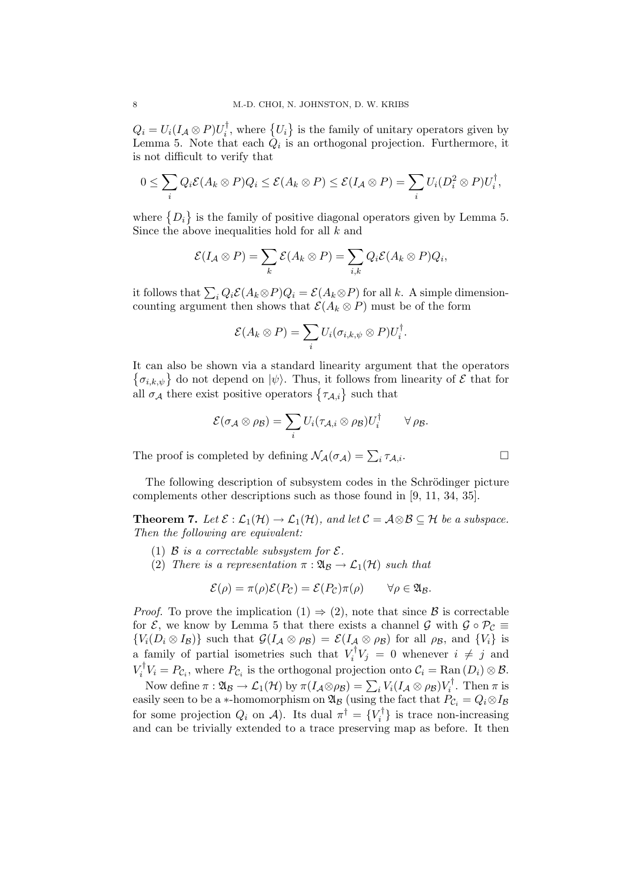$Q_i = U_i(I_\mathcal{A} \otimes P)U_i^\dagger$, where $\{U_i\}$ is the family of unitary operators given by Lemma 5. Note that each $Q_i$ is an orthogonal projection. Furthermore, it is not difficult to verify that

$$0 \leq \sum_i Q_i \mathcal{E}(A_k \otimes P) Q_i \leq \mathcal{E}(A_k \otimes P) \leq \mathcal{E}(I_\mathcal{A} \otimes P) = \sum_i U_i(D_i^2 \otimes P)U_i^\dagger,$$

where $\{D_i\}$ is the family of positive diagonal operators given by Lemma 5. Since the above inequalities hold for all $k$ and

$$\mathcal{E}(I_\mathcal{A} \otimes P) = \sum_k \mathcal{E}(A_k \otimes P) = \sum_{i,k} Q_i \mathcal{E}(A_k \otimes P) Q_i,$$

it follows that $\sum_i Q_i \mathcal{E}(A_k \otimes P) Q_i = \mathcal{E}(A_k \otimes P)$ for all $k$. A simple dimension-counting argument then shows that $\mathcal{E}(A_k \otimes P)$ must be of the form

$$\mathcal{E}(A_k \otimes P) = \sum_i U_i(\sigma_{i,k,\psi} \otimes P)U_i^\dagger.$$

It can also be shown via a standard linearity argument that the operators $\{\sigma_{i,k,\psi}\}$ do not depend on $|\psi\rangle$. Thus, it follows from linearity of $\mathcal{E}$ that for all $\sigma_\mathcal{A}$ there exist positive operators $\{\tau_{\mathcal{A},i}\}$ such that

$$\mathcal{E}(\sigma_\mathcal{A} \otimes \rho_\mathcal{B}) = \sum_i U_i(\tau_{\mathcal{A},i} \otimes \rho_\mathcal{B})U_i^\dagger \qquad \forall\, \rho_\mathcal{B}.$$

The proof is completed by defining $\mathcal{N}_\mathcal{A}(\sigma_\mathcal{A}) = \sum_i \tau_{\mathcal{A},i}$. □

The following description of subsystem codes in the Schrödinger picture complements other descriptions such as those found in [9, 11, 34, 35].

**Theorem 7.** *Let $\mathcal{E} : \mathcal{L}_1(\mathcal{H}) \to \mathcal{L}_1(\mathcal{H})$, and let $\mathcal{C} = \mathcal{A} \otimes \mathcal{B} \subseteq \mathcal{H}$ be a subspace. Then the following are equivalent:*

1. *$\mathcal{B}$ is a correctable subsystem for $\mathcal{E}$.*
2. *There is a representation $\pi : \mathfrak{A}_\mathcal{B} \to \mathcal{L}_1(\mathcal{H})$ such that*

$$\mathcal{E}(\rho) = \pi(\rho)\mathcal{E}(P_\mathcal{C}) = \mathcal{E}(P_\mathcal{C})\pi(\rho) \qquad \forall \rho \in \mathfrak{A}_\mathcal{B}.$$

*Proof.* To prove the implication (1) $\Rightarrow$ (2), note that since $\mathcal{B}$ is correctable for $\mathcal{E}$, we know by Lemma 5 that there exists a channel $\mathcal{G}$ with $\mathcal{G} \circ \mathcal{P}_\mathcal{C} \equiv \{V_i(D_i \otimes I_\mathcal{B})\}$ such that $\mathcal{G}(I_\mathcal{A} \otimes \rho_\mathcal{B}) = \mathcal{E}(I_\mathcal{A} \otimes \rho_\mathcal{B})$ for all $\rho_\mathcal{B}$, and $\{V_i\}$ is a family of partial isometries such that $V_i^\dagger V_j = 0$ whenever $i \neq j$ and $V_i^\dagger V_i = P_{\mathcal{C}_i}$, where $P_{\mathcal{C}_i}$ is the orthogonal projection onto $\mathcal{C}_i = \mathrm{Ran}\,(D_i) \otimes \mathcal{B}$.

Now define $\pi : \mathfrak{A}_\mathcal{B} \to \mathcal{L}_1(\mathcal{H})$ by $\pi(I_\mathcal{A} \otimes \rho_\mathcal{B}) = \sum_i V_i(I_\mathcal{A} \otimes \rho_\mathcal{B})V_i^\dagger$. Then $\pi$ is easily seen to be a $*$-homomorphism on $\mathfrak{A}_\mathcal{B}$ (using the fact that $P_{\mathcal{C}_i} = Q_i \otimes I_\mathcal{B}$ for some projection $Q_i$ on $\mathcal{A}$). Its dual $\pi^\dagger = \{V_i^\dagger\}$ is trace non-increasing and can be trivially extended to a trace preserving map as before. It then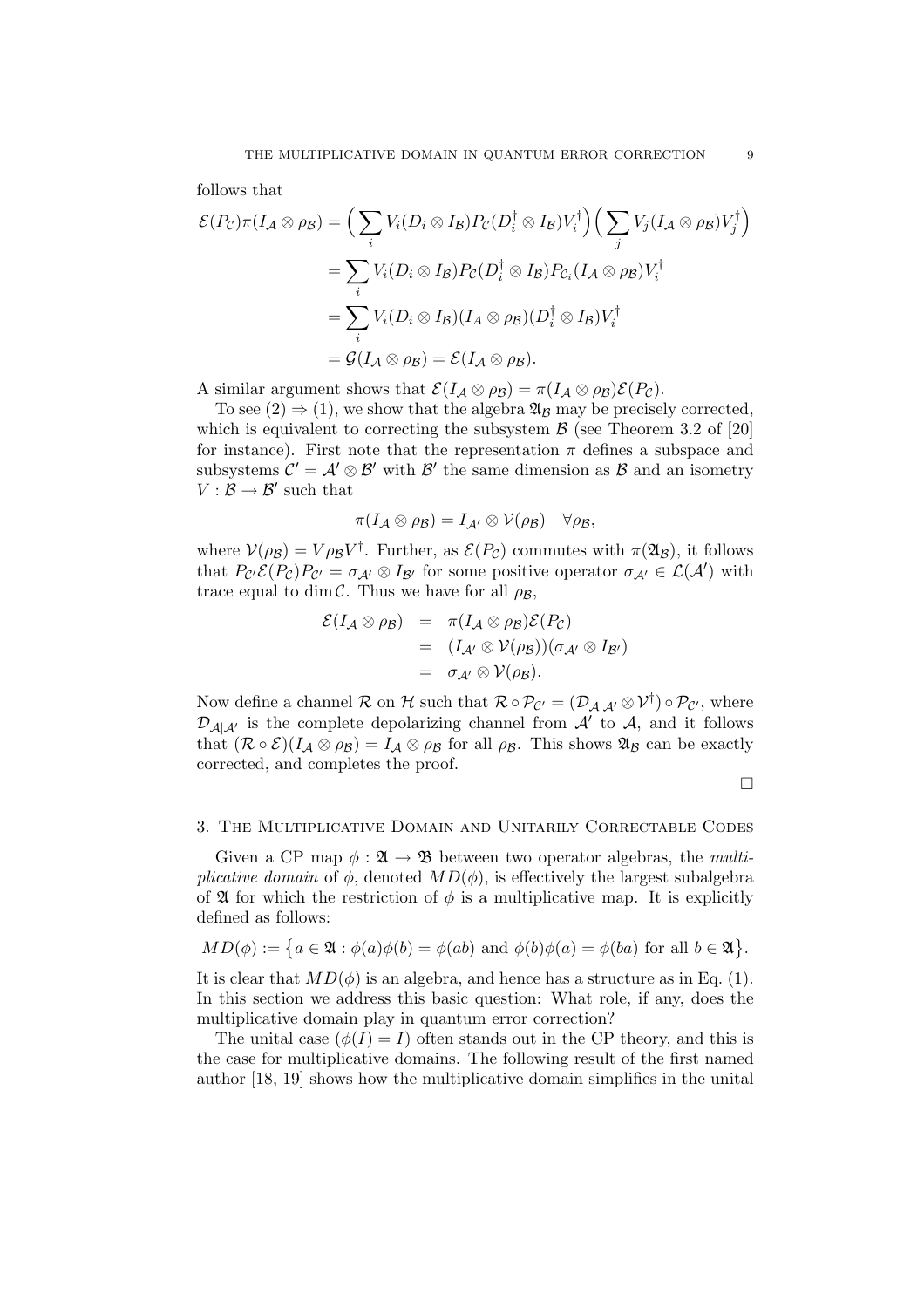follows that

$$
\begin{aligned}
\mathcal{E}(P_{\mathcal{C}})\pi(I_{\mathcal{A}}\otimes\rho_{\mathcal{B}}) &= \Big(\sum_i V_i(D_i\otimes I_{\mathcal{B}})P_{\mathcal{C}}(D_i^\dagger\otimes I_{\mathcal{B}})V_i^\dagger\Big)\Big(\sum_j V_j(I_{\mathcal{A}}\otimes\rho_{\mathcal{B}})V_j^\dagger\Big)\\
&= \sum_i V_i(D_i\otimes I_{\mathcal{B}})P_{\mathcal{C}}(D_i^\dagger\otimes I_{\mathcal{B}})P_{\mathcal{C}_i}(I_{\mathcal{A}}\otimes\rho_{\mathcal{B}})V_i^\dagger\\
&= \sum_i V_i(D_i\otimes I_{\mathcal{B}})(I_A\otimes\rho_{\mathcal{B}})(D_i^\dagger\otimes I_{\mathcal{B}})V_i^\dagger\\
&= \mathcal{G}(I_{\mathcal{A}}\otimes\rho_{\mathcal{B}}) = \mathcal{E}(I_{\mathcal{A}}\otimes\rho_{\mathcal{B}}).
\end{aligned}
$$

A similar argument shows that $\mathcal{E}(I_{\mathcal{A}}\otimes\rho_{\mathcal{B}}) = \pi(I_{\mathcal{A}}\otimes\rho_{\mathcal{B}})\mathcal{E}(P_{\mathcal{C}})$.

To see (2) $\Rightarrow$ (1), we show that the algebra $\mathfrak{A}_{\mathcal{B}}$ may be precisely corrected, which is equivalent to correcting the subsystem $\mathcal{B}$ (see Theorem 3.2 of [20] for instance). First note that the representation $\pi$ defines a subspace and subsystems $\mathcal{C}' = \mathcal{A}'\otimes\mathcal{B}'$ with $\mathcal{B}'$ the same dimension as $\mathcal{B}$ and an isometry $V:\mathcal{B}\to\mathcal{B}'$ such that

$$
\pi(I_{\mathcal{A}}\otimes\rho_{\mathcal{B}}) = I_{\mathcal{A}'}\otimes\mathcal{V}(\rho_{\mathcal{B}})\quad\forall\rho_{\mathcal{B}},
$$

where $\mathcal{V}(\rho_{\mathcal{B}}) = V\rho_{\mathcal{B}}V^\dagger$. Further, as $\mathcal{E}(P_{\mathcal{C}})$ commutes with $\pi(\mathfrak{A}_{\mathcal{B}})$, it follows that $P_{\mathcal{C}'}\mathcal{E}(P_{\mathcal{C}})P_{\mathcal{C}'} = \sigma_{\mathcal{A}'}\otimes I_{\mathcal{B}'}$ for some positive operator $\sigma_{\mathcal{A}'}\in\mathcal{L}(\mathcal{A}')$ with trace equal to $\dim\mathcal{C}$. Thus we have for all $\rho_{\mathcal{B}}$,

$$
\begin{aligned}
\mathcal{E}(I_{\mathcal{A}}\otimes\rho_{\mathcal{B}}) &= \pi(I_{\mathcal{A}}\otimes\rho_{\mathcal{B}})\mathcal{E}(P_{\mathcal{C}})\\
&= (I_{\mathcal{A}'}\otimes\mathcal{V}(\rho_{\mathcal{B}}))(\sigma_{\mathcal{A}'}\otimes I_{\mathcal{B}'})\\
&= \sigma_{\mathcal{A}'}\otimes\mathcal{V}(\rho_{\mathcal{B}}).
\end{aligned}
$$

Now define a channel $\mathcal{R}$ on $\mathcal{H}$ such that $\mathcal{R}\circ\mathcal{P}_{\mathcal{C}'} = (\mathcal{D}_{\mathcal{A}|\mathcal{A}'}\otimes\mathcal{V}^\dagger)\circ\mathcal{P}_{\mathcal{C}'}$, where $\mathcal{D}_{\mathcal{A}|\mathcal{A}'}$ is the complete depolarizing channel from $\mathcal{A}'$ to $\mathcal{A}$, and it follows that $(\mathcal{R}\circ\mathcal{E})(I_{\mathcal{A}}\otimes\rho_{\mathcal{B}}) = I_{\mathcal{A}}\otimes\rho_{\mathcal{B}}$ for all $\rho_{\mathcal{B}}$. This shows $\mathfrak{A}_{\mathcal{B}}$ can be exactly corrected, and completes the proof.

□

## 3. The Multiplicative Domain and Unitarily Correctable Codes

Given a CP map $\phi:\mathfrak{A}\to\mathfrak{B}$ between two operator algebras, the *multiplicative domain* of $\phi$, denoted $MD(\phi)$, is effectively the largest subalgebra of $\mathfrak{A}$ for which the restriction of $\phi$ is a multiplicative map. It is explicitly defined as follows:

$$
MD(\phi) := \big\{a\in\mathfrak{A} : \phi(a)\phi(b) = \phi(ab) \text{ and } \phi(b)\phi(a) = \phi(ba) \text{ for all } b\in\mathfrak{A}\big\}.
$$

It is clear that $MD(\phi)$ is an algebra, and hence has a structure as in Eq. (1). In this section we address this basic question: What role, if any, does the multiplicative domain play in quantum error correction?

The unital case ($\phi(I) = I$) often stands out in the CP theory, and this is the case for multiplicative domains. The following result of the first named author [18, 19] shows how the multiplicative domain simplifies in the unital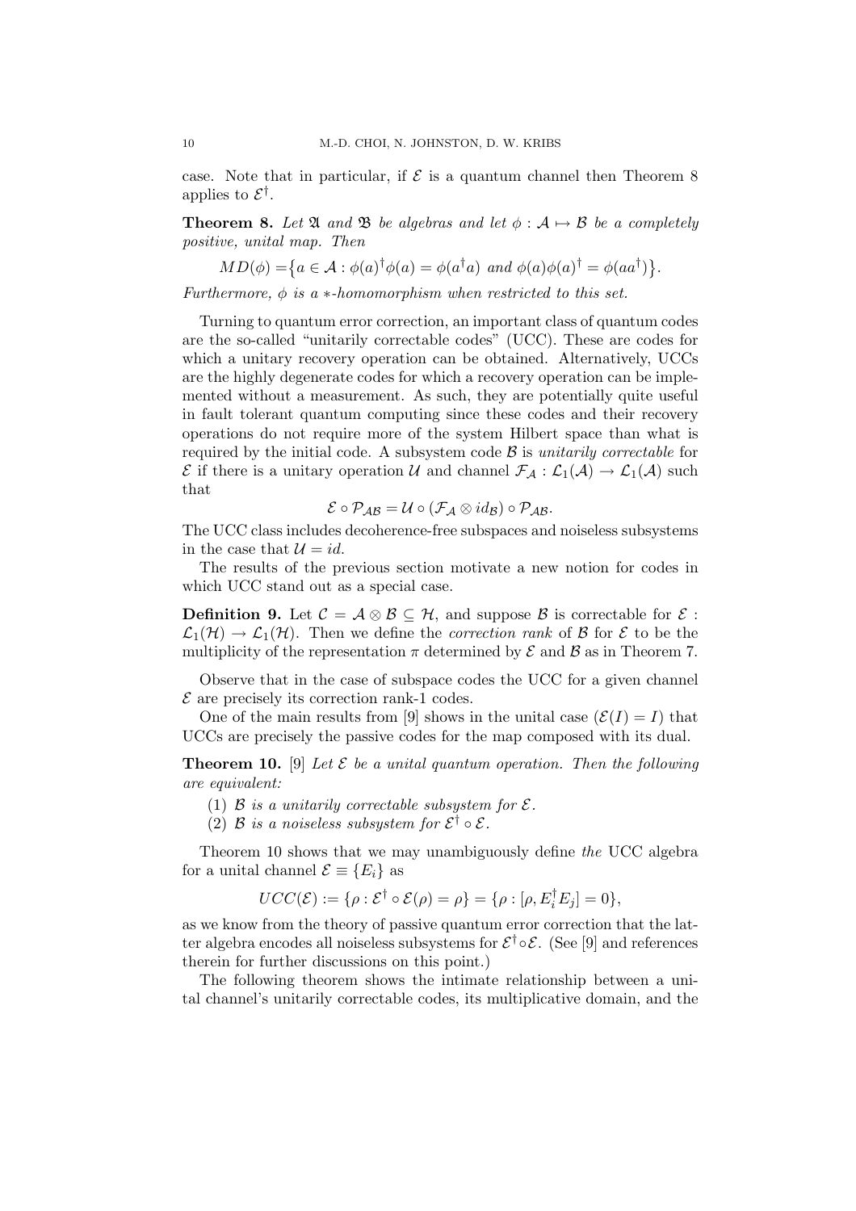case. Note that in particular, if $\mathcal{E}$ is a quantum channel then Theorem 8 applies to $\mathcal{E}^\dagger$.

**Theorem 8.** *Let $\mathfrak{A}$ and $\mathfrak{B}$ be algebras and let $\phi : \mathcal{A} \mapsto \mathcal{B}$ be a completely positive, unital map. Then*

$$MD(\phi) = \big\{a \in \mathcal{A} : \phi(a)^\dagger \phi(a) = \phi(a^\dagger a) \text{ and } \phi(a)\phi(a)^\dagger = \phi(aa^\dagger)\big\}.$$

*Furthermore, $\phi$ is a $*$-homomorphism when restricted to this set.*

Turning to quantum error correction, an important class of quantum codes are the so-called "unitarily correctable codes" (UCC). These are codes for which a unitary recovery operation can be obtained. Alternatively, UCCs are the highly degenerate codes for which a recovery operation can be implemented without a measurement. As such, they are potentially quite useful in fault tolerant quantum computing since these codes and their recovery operations do not require more of the system Hilbert space than what is required by the initial code. A subsystem code $\mathcal{B}$ is *unitarily correctable* for $\mathcal{E}$ if there is a unitary operation $\mathcal{U}$ and channel $\mathcal{F}_\mathcal{A} : \mathcal{L}_1(\mathcal{A}) \to \mathcal{L}_1(\mathcal{A})$ such that

$$\mathcal{E} \circ \mathcal{P}_{\mathcal{AB}} = \mathcal{U} \circ (\mathcal{F}_\mathcal{A} \otimes id_\mathcal{B}) \circ \mathcal{P}_{\mathcal{AB}}.$$

The UCC class includes decoherence-free subspaces and noiseless subsystems in the case that $\mathcal{U} = id$.

The results of the previous section motivate a new notion for codes in which UCC stand out as a special case.

**Definition 9.** Let $\mathcal{C} = \mathcal{A} \otimes \mathcal{B} \subseteq \mathcal{H}$, and suppose $\mathcal{B}$ is correctable for $\mathcal{E} : \mathcal{L}_1(\mathcal{H}) \to \mathcal{L}_1(\mathcal{H})$. Then we define the *correction rank* of $\mathcal{B}$ for $\mathcal{E}$ to be the multiplicity of the representation $\pi$ determined by $\mathcal{E}$ and $\mathcal{B}$ as in Theorem 7.

Observe that in the case of subspace codes the UCC for a given channel $\mathcal{E}$ are precisely its correction rank-1 codes.

One of the main results from [9] shows in the unital case ($\mathcal{E}(I) = I$) that UCCs are precisely the passive codes for the map composed with its dual.

**Theorem 10.** [9] *Let $\mathcal{E}$ be a unital quantum operation. Then the following are equivalent:*

1. *$\mathcal{B}$ is a unitarily correctable subsystem for $\mathcal{E}$.*
2. *$\mathcal{B}$ is a noiseless subsystem for $\mathcal{E}^\dagger \circ \mathcal{E}$.*

Theorem 10 shows that we may unambiguously define *the* UCC algebra for a unital channel $\mathcal{E} \equiv \{E_i\}$ as

$$UCC(\mathcal{E}) := \{\rho : \mathcal{E}^\dagger \circ \mathcal{E}(\rho) = \rho\} = \{\rho : [\rho, E_i^\dagger E_j] = 0\},$$

as we know from the theory of passive quantum error correction that the latter algebra encodes all noiseless subsystems for $\mathcal{E}^\dagger \circ \mathcal{E}$. (See [9] and references therein for further discussions on this point.)

The following theorem shows the intimate relationship between a unital channel's unitarily correctable codes, its multiplicative domain, and the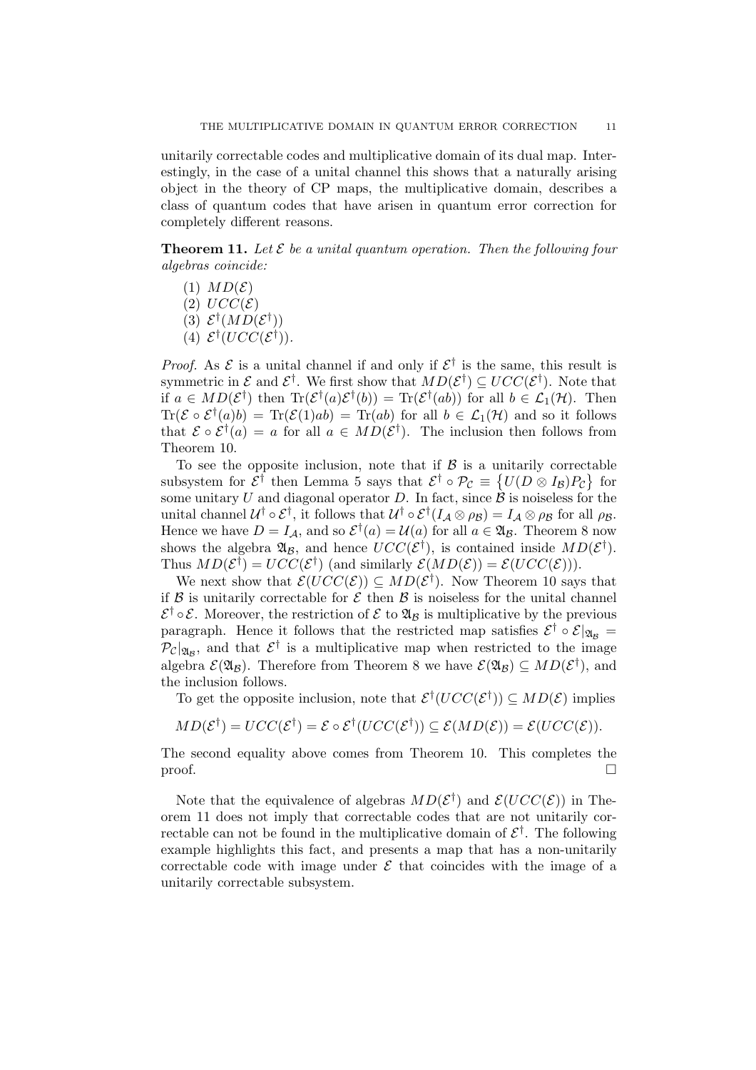unitarily correctable codes and multiplicative domain of its dual map. Interestingly, in the case of a unital channel this shows that a naturally arising object in the theory of CP maps, the multiplicative domain, describes a class of quantum codes that have arisen in quantum error correction for completely different reasons.

**Theorem 11.** *Let $\mathcal{E}$ be a unital quantum operation. Then the following four algebras coincide:*

1. $MD(\mathcal{E})$
2. $UCC(\mathcal{E})$
3. $\mathcal{E}^\dagger(MD(\mathcal{E}^\dagger))$
4. $\mathcal{E}^\dagger(UCC(\mathcal{E}^\dagger))$.

*Proof.* As $\mathcal{E}$ is a unital channel if and only if $\mathcal{E}^\dagger$ is the same, this result is symmetric in $\mathcal{E}$ and $\mathcal{E}^\dagger$. We first show that $MD(\mathcal{E}^\dagger) \subseteq UCC(\mathcal{E}^\dagger)$. Note that if $a \in MD(\mathcal{E}^\dagger)$ then $\mathrm{Tr}(\mathcal{E}^\dagger(a)\mathcal{E}^\dagger(b)) = \mathrm{Tr}(\mathcal{E}^\dagger(ab))$ for all $b \in \mathcal{L}_1(\mathcal{H})$. Then $\mathrm{Tr}(\mathcal{E} \circ \mathcal{E}^\dagger(a)b) = \mathrm{Tr}(\mathcal{E}(1)ab) = \mathrm{Tr}(ab)$ for all $b \in \mathcal{L}_1(\mathcal{H})$ and so it follows that $\mathcal{E} \circ \mathcal{E}^\dagger(a) = a$ for all $a \in MD(\mathcal{E}^\dagger)$. The inclusion then follows from Theorem 10.

To see the opposite inclusion, note that if $\mathcal{B}$ is a unitarily correctable subsystem for $\mathcal{E}^\dagger$ then Lemma 5 says that $\mathcal{E}^\dagger \circ \mathcal{P}_\mathcal{C} \equiv \{U(D \otimes I_\mathcal{B})P_\mathcal{C}\}$ for some unitary $U$ and diagonal operator $D$. In fact, since $\mathcal{B}$ is noiseless for the unital channel $\mathcal{U}^\dagger \circ \mathcal{E}^\dagger$, it follows that $\mathcal{U}^\dagger \circ \mathcal{E}^\dagger(I_\mathcal{A} \otimes \rho_\mathcal{B}) = I_\mathcal{A} \otimes \rho_\mathcal{B}$ for all $\rho_\mathcal{B}$. Hence we have $D = I_\mathcal{A}$, and so $\mathcal{E}^\dagger(a) = \mathcal{U}(a)$ for $a \in \mathfrak{A}_\mathcal{B}$. Theorem 8 now shows the algebra $\mathfrak{A}_\mathcal{B}$, and hence $UCC(\mathcal{E}^\dagger)$, is contained inside $MD(\mathcal{E}^\dagger)$. Thus $MD(\mathcal{E}^\dagger) = UCC(\mathcal{E}^\dagger)$ (and similarly $\mathcal{E}(MD(\mathcal{E})) = \mathcal{E}(UCC(\mathcal{E}))$).

We next show that $\mathcal{E}(UCC(\mathcal{E})) \subseteq MD(\mathcal{E}^\dagger)$. Now Theorem 10 says that if $\mathcal{B}$ is unitarily correctable for $\mathcal{E}$ then $\mathcal{B}$ is noiseless for the unital channel $\mathcal{E}^\dagger \circ \mathcal{E}$. Moreover, the restriction of $\mathcal{E}$ to $\mathfrak{A}_\mathcal{B}$ is multiplicative by the previous paragraph. Hence it follows that the restricted map satisfies $\mathcal{E}^\dagger \circ \mathcal{E}|_{\mathfrak{A}_\mathcal{B}} = \mathcal{P}_\mathcal{C}|_{\mathfrak{A}_\mathcal{B}}$, and that $\mathcal{E}^\dagger$ is a multiplicative map when restricted to the image algebra $\mathcal{E}(\mathfrak{A}_\mathcal{B})$. Therefore from Theorem 8 we have $\mathcal{E}(\mathfrak{A}_\mathcal{B}) \subseteq MD(\mathcal{E}^\dagger)$, and the inclusion follows.

To get the opposite inclusion, note that $\mathcal{E}^\dagger(UCC(\mathcal{E}^\dagger)) \subseteq MD(\mathcal{E})$ implies

$$MD(\mathcal{E}^\dagger) = UCC(\mathcal{E}^\dagger) = \mathcal{E} \circ \mathcal{E}^\dagger(UCC(\mathcal{E}^\dagger)) \subseteq \mathcal{E}(MD(\mathcal{E})) = \mathcal{E}(UCC(\mathcal{E})).$$

The second equality above comes from Theorem 10. This completes the proof. □

Note that the equivalence of algebras $MD(\mathcal{E}^\dagger)$ and $\mathcal{E}(UCC(\mathcal{E}))$ in Theorem 11 does not imply that correctable codes that are not unitarily correctable can not be found in the multiplicative domain of $\mathcal{E}^\dagger$. The following example highlights this fact, and presents a map that has a non-unitarily correctable code with image under $\mathcal{E}$ that coincides with the image of a unitarily correctable subsystem.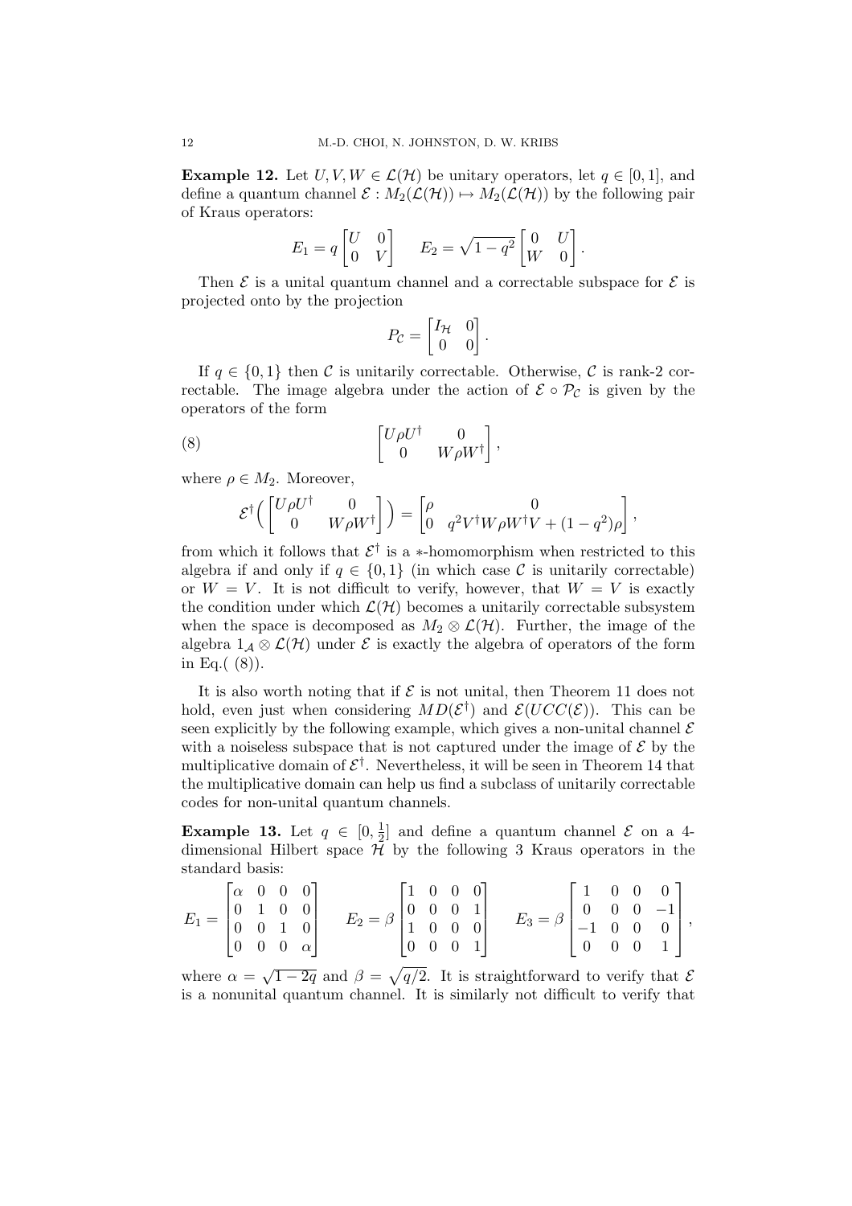**Example 12.** Let $U, V, W \in \mathcal{L}(\mathcal{H})$ be unitary operators, let $q \in [0, 1]$, and define a quantum channel $\mathcal{E} : M_2(\mathcal{L}(\mathcal{H})) \mapsto M_2(\mathcal{L}(\mathcal{H}))$ by the following pair of Kraus operators:

$$E_1 = q \begin{bmatrix} U & 0 \\ 0 & V \end{bmatrix} \qquad E_2 = \sqrt{1-q^2} \begin{bmatrix} 0 & U \\ W & 0 \end{bmatrix}.$$

Then $\mathcal{E}$ is a unital quantum channel and a correctable subspace for $\mathcal{E}$ is projected onto by the projection

$$P_{\mathcal{C}} = \begin{bmatrix} I_{\mathcal{H}} & 0 \\ 0 & 0 \end{bmatrix}.$$

If $q \in \{0, 1\}$ then $\mathcal{C}$ is unitarily correctable. Otherwise, $\mathcal{C}$ is rank-2 correctable. The image algebra under the action of $\mathcal{E} \circ \mathcal{P}_{\mathcal{C}}$ is given by the operators of the form

$$\begin{bmatrix} U\rho U^\dagger & 0 \\ 0 & W\rho W^\dagger \end{bmatrix}, \tag{8}$$

where $\rho \in M_2$. Moreover,

$$\mathcal{E}^\dagger\Big( \begin{bmatrix} U\rho U^\dagger & 0 \\ 0 & W\rho W^\dagger \end{bmatrix} \Big) = \begin{bmatrix} \rho & 0 \\ 0 & q^2 V^\dagger W \rho W^\dagger V + (1-q^2)\rho \end{bmatrix},$$

from which it follows that $\mathcal{E}^\dagger$ is a $*$-homomorphism when restricted to this algebra if and only if $q \in \{0, 1\}$ (in which case $\mathcal{C}$ is unitarily correctable) or $W = V$. It is not difficult to verify, however, that $W = V$ is exactly the condition under which $\mathcal{L}(\mathcal{H})$ becomes a unitarily correctable subsystem when the space is decomposed as $M_2 \otimes \mathcal{L}(\mathcal{H})$. Further, the image of the algebra $1_{\mathcal{A}} \otimes \mathcal{L}(\mathcal{H})$ under $\mathcal{E}$ is exactly the algebra of operators of the form in Eq.( (8)).

It is also worth noting that if $\mathcal{E}$ is not unital, then Theorem 11 does not hold, even just when considering $MD(\mathcal{E}^\dagger)$ and $\mathcal{E}(UCC(\mathcal{E}))$. This can be seen explicitly by the following example, which gives a non-unital channel $\mathcal{E}$ with a noiseless subspace that is not captured under the image of $\mathcal{E}$ by the multiplicative domain of $\mathcal{E}^\dagger$. Nevertheless, it will be seen in Theorem 14 that the multiplicative domain can help us find a subclass of unitarily correctable codes for non-unital quantum channels.

**Example 13.** Let $q \in [0, \frac{1}{2}]$ and define a quantum channel $\mathcal{E}$ on a 4-dimensional Hilbert space $\mathcal{H}$ by the following 3 Kraus operators in the standard basis:

$$E_1 = \begin{bmatrix} \alpha & 0 & 0 & 0 \\ 0 & 1 & 0 & 0 \\ 0 & 0 & 1 & 0 \\ 0 & 0 & 0 & \alpha \end{bmatrix} \qquad E_2 = \beta \begin{bmatrix} 1 & 0 & 0 & 0 \\ 0 & 0 & 0 & 1 \\ 1 & 0 & 0 & 0 \\ 0 & 0 & 0 & 1 \end{bmatrix} \qquad E_3 = \beta \begin{bmatrix} 1 & 0 & 0 & 0 \\ 0 & 0 & 0 & -1 \\ -1 & 0 & 0 & 0 \\ 0 & 0 & 0 & 1 \end{bmatrix},$$

where $\alpha = \sqrt{1-2q}$ and $\beta = \sqrt{q/2}$. It is straightforward to verify that $\mathcal{E}$ is a nonunital quantum channel. It is similarly not difficult to verify that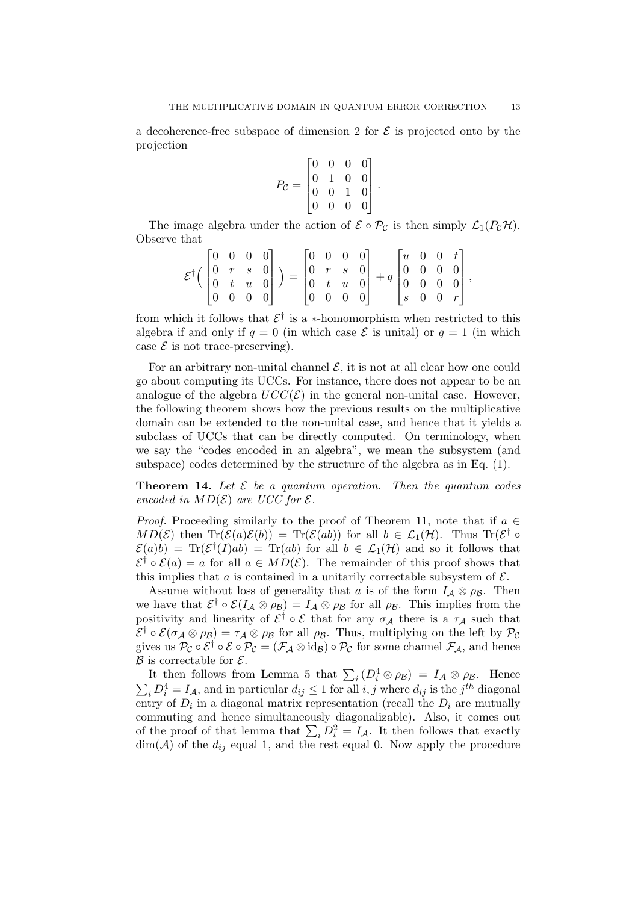a decoherence-free subspace of dimension 2 for $\mathcal{E}$ is projected onto by the projection

$$P_{\mathcal{C}} = \begin{bmatrix} 0 & 0 & 0 & 0 \\ 0 & 1 & 0 & 0 \\ 0 & 0 & 1 & 0 \\ 0 & 0 & 0 & 0 \end{bmatrix}.$$

The image algebra under the action of $\mathcal{E} \circ \mathcal{P}_{\mathcal{C}}$ is then simply $\mathcal{L}_1(P_{\mathcal{C}}\mathcal{H})$. Observe that

$$\mathcal{E}^\dagger\Big( \begin{bmatrix} 0 & 0 & 0 & 0 \\ 0 & r & s & 0 \\ 0 & t & u & 0 \\ 0 & 0 & 0 & 0 \end{bmatrix} \Big) = \begin{bmatrix} 0 & 0 & 0 & 0 \\ 0 & r & s & 0 \\ 0 & t & u & 0 \\ 0 & 0 & 0 & 0 \end{bmatrix} + q \begin{bmatrix} u & 0 & 0 & t \\ 0 & 0 & 0 & 0 \\ 0 & 0 & 0 & 0 \\ s & 0 & 0 & r \end{bmatrix},$$

from which it follows that $\mathcal{E}^\dagger$ is a $*$-homomorphism when restricted to this algebra if and only if $q = 0$ (in which case $\mathcal{E}$ is unital) or $q = 1$ (in which case $\mathcal{E}$ is not trace-preserving).

For an arbitrary non-unital channel $\mathcal{E}$, it is not at all clear how one could go about computing its UCCs. For instance, there does not appear to be an analogue of the algebra $UCC(\mathcal{E})$ in the general non-unital case. However, the following theorem shows how the previous results on the multiplicative domain can be extended to the non-unital case, and hence that it yields a subclass of UCCs that can be directly computed. On terminology, when we say the "codes encoded in an algebra", we mean the subsystem (and subspace) codes determined by the structure of the algebra as in Eq. (1).

**Theorem 14.** *Let $\mathcal{E}$ be a quantum operation. Then the quantum codes encoded in $MD(\mathcal{E})$ are UCC for $\mathcal{E}$.*

*Proof.* Proceeding similarly to the proof of Theorem 11, note that if $a \in MD(\mathcal{E})$ then $\mathrm{Tr}(\mathcal{E}(a)\mathcal{E}(b)) = \mathrm{Tr}(\mathcal{E}(ab))$ for all $b \in \mathcal{L}_1(\mathcal{H})$. Thus $\mathrm{Tr}(\mathcal{E}^\dagger \circ \mathcal{E}(a)b) = \mathrm{Tr}(\mathcal{E}^\dagger(I)ab) = \mathrm{Tr}(ab)$ for all $b \in \mathcal{L}_1(\mathcal{H})$ and so it follows that $\mathcal{E}^\dagger \circ \mathcal{E}(a) = a$ for all $a \in MD(\mathcal{E})$. The remainder of this proof shows that this implies that $a$ is contained in a unitarily correctable subsystem of $\mathcal{E}$.

Assume without loss of generality that $a$ is of the form $I_{\mathcal{A}} \otimes \rho_{\mathcal{B}}$. Then we have that $\mathcal{E}^\dagger \circ \mathcal{E}(I_{\mathcal{A}} \otimes \rho_{\mathcal{B}}) = I_{\mathcal{A}} \otimes \rho_{\mathcal{B}}$ for all $\rho_{\mathcal{B}}$. This implies from the positivity and linearity of $\mathcal{E}^\dagger \circ \mathcal{E}$ that for any $\sigma_{\mathcal{A}}$ there is a $\tau_{\mathcal{A}}$ such that $\mathcal{E}^\dagger \circ \mathcal{E}(\sigma_{\mathcal{A}} \otimes \rho_{\mathcal{B}}) = \tau_{\mathcal{A}} \otimes \rho_{\mathcal{B}}$ for all $\rho_{\mathcal{B}}$. Thus, multiplying on the left by $\mathcal{P}_{\mathcal{C}}$ gives us $\mathcal{P}_{\mathcal{C}} \circ \mathcal{E}^\dagger \circ \mathcal{E} \circ \mathcal{P}_{\mathcal{C}} = (\mathcal{F}_{\mathcal{A}} \otimes \mathrm{id}_{\mathcal{B}}) \circ \mathcal{P}_{\mathcal{C}}$ for some channel $\mathcal{F}_{\mathcal{A}}$, and hence $\mathcal{B}$ is correctable for $\mathcal{E}$.

It then follows from Lemma 5 that $\sum_i (D_i^4 \otimes \rho_{\mathcal{B}}) = I_{\mathcal{A}} \otimes \rho_{\mathcal{B}}$. Hence $\sum_i D_i^4 = I_{\mathcal{A}}$, and in particular $d_{ij} \leq 1$ for all $i, j$ where $d_{ij}$ is the $j^{th}$ diagonal entry of $D_i$ in a diagonal matrix representation (recall the $D_i$ are mutually commuting and hence simultaneously diagonalizable). Also, it comes out of the proof of that lemma that $\sum_i D_i^2 = I_{\mathcal{A}}$. It then follows that exactly $\dim(\mathcal{A})$ of the $d_{ij}$ equal 1, and the rest equal 0. Now apply the procedure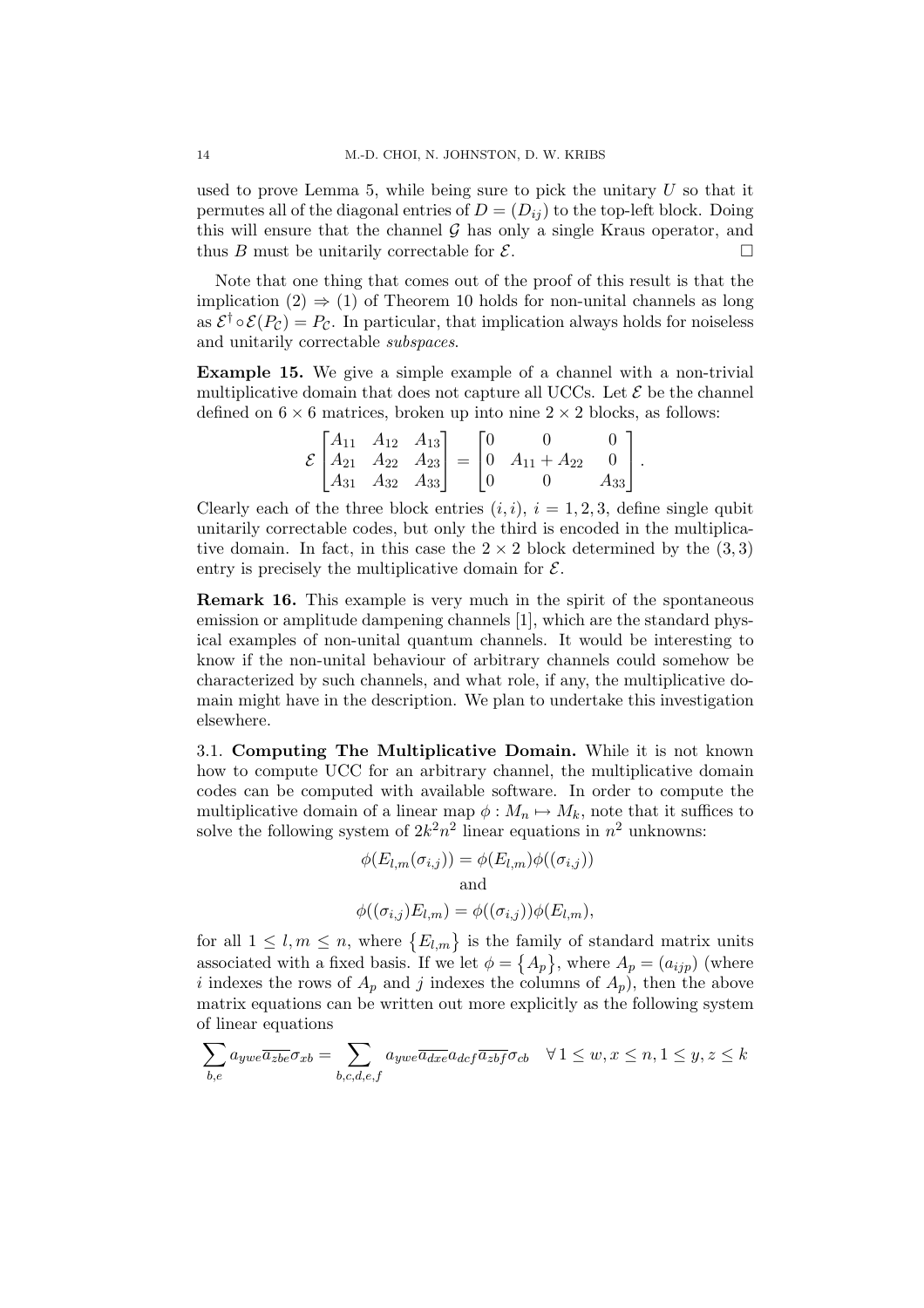used to prove Lemma 5, while being sure to pick the unitary $U$ so that it permutes all of the diagonal entries of $D = (D_{ij})$ to the top-left block. Doing this will ensure that the channel $\mathcal{G}$ has only a single Kraus operator, and thus $B$ must be unitarily correctable for $\mathcal{E}$. □

Note that one thing that comes out of the proof of this result is that the implication (2) ⇒ (1) of Theorem 10 holds for non-unital channels as long as $\mathcal{E}^\dagger \circ \mathcal{E}(P_\mathcal{C}) = P_\mathcal{C}$. In particular, that implication always holds for noiseless and unitarily correctable *subspaces*.

**Example 15.** We give a simple example of a channel with a non-trivial multiplicative domain that does not capture all UCCs. Let $\mathcal{E}$ be the channel defined on $6 \times 6$ matrices, broken up into nine $2 \times 2$ blocks, as follows:

$$\mathcal{E}\begin{bmatrix} A_{11} & A_{12} & A_{13} \\ A_{21} & A_{22} & A_{23} \\ A_{31} & A_{32} & A_{33} \end{bmatrix} = \begin{bmatrix} 0 & 0 & 0 \\ 0 & A_{11} + A_{22} & 0 \\ 0 & 0 & A_{33} \end{bmatrix}.$$

Clearly each of the three block entries $(i,i)$, $i = 1,2,3$, define single qubit unitarily correctable codes, but only the third is encoded in the multiplicative domain. In fact, in this case the $2 \times 2$ block determined by the $(3,3)$ entry is precisely the multiplicative domain for $\mathcal{E}$.

**Remark 16.** This example is very much in the spirit of the spontaneous emission or amplitude dampening channels [1], which are the standard physical examples of non-unital quantum channels. It would be interesting to know if the non-unital behaviour of arbitrary channels could somehow be characterized by such channels, and what role, if any, the multiplicative domain might have in the description. We plan to undertake this investigation elsewhere.

## 3.1. Computing The Multiplicative Domain.

While it is not known how to compute UCC for an arbitrary channel, the multiplicative domain codes can be computed with available software. In order to compute the multiplicative domain of a linear map $\phi : M_n \mapsto M_k$, note that it suffices to solve the following system of $2k^2n^2$ linear equations in $n^2$ unknowns:

$$\phi(E_{l,m}(\sigma_{i,j})) = \phi(E_{l,m})\phi((\sigma_{i,j}))$$

$$\text{and}$$

$$\phi((\sigma_{i,j})E_{l,m}) = \phi((\sigma_{i,j}))\phi(E_{l,m}),$$

for all $1 \leq l, m \leq n$, where $\{E_{l,m}\}$ is the family of standard matrix units associated with a fixed basis. If we let $\phi = \{A_p\}$, where $A_p = (a_{ijp})$ (where $i$ indexes the rows of $A_p$ and $j$ indexes the columns of $A_p$), then the above matrix equations can be written out more explicitly as the following system of linear equations

$$\sum_{b,e} a_{ywe}\overline{a_{zbe}}\sigma_{xb} = \sum_{b,c,d,e,f} a_{ywe}\overline{a_{dxe}}a_{dcf}\overline{a_{zbf}}\sigma_{cb} \quad \forall\, 1 \leq w, x \leq n, 1 \leq y, z \leq k$$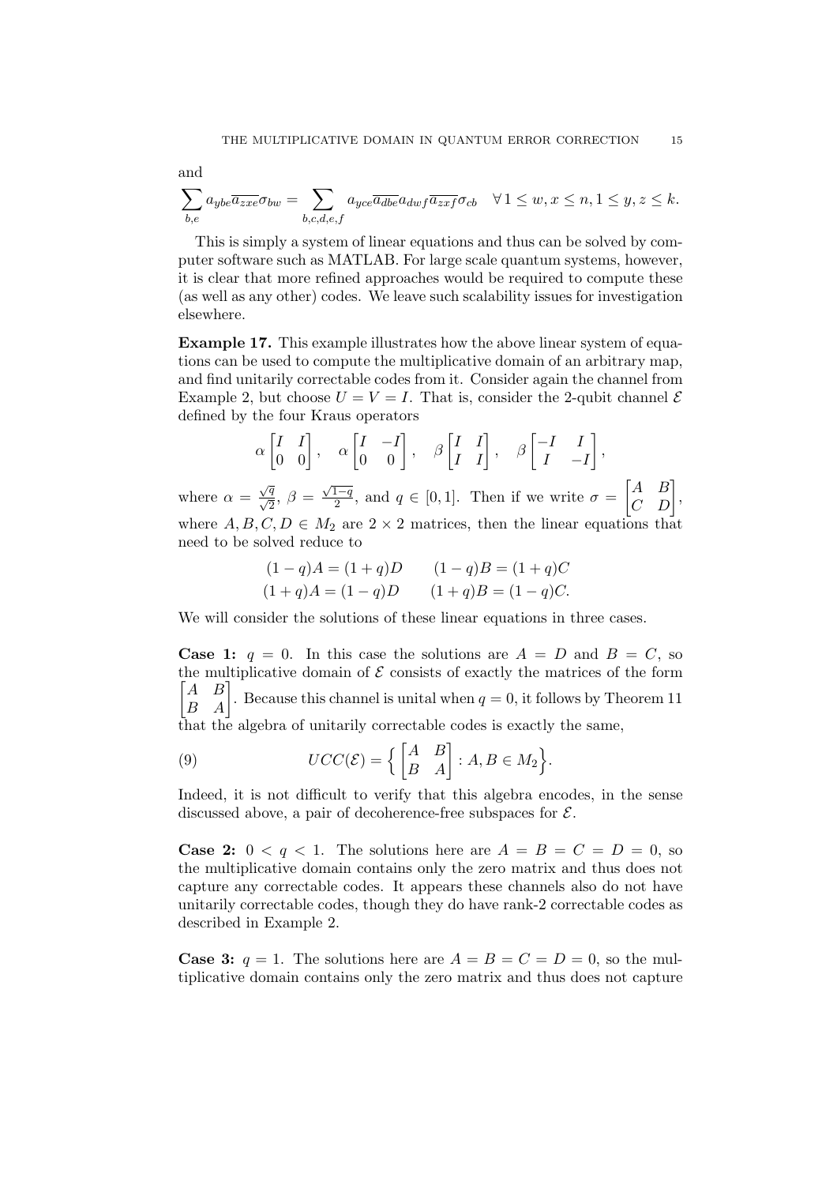and

$$\sum_{b,e} a_{ybe}\overline{a_{zxe}}\sigma_{bw} = \sum_{b,c,d,e,f} a_{yce}\overline{a_{dbe}}a_{dwf}\overline{a_{zxf}}\sigma_{cb} \quad \forall\, 1 \leq w, x \leq n, 1 \leq y, z \leq k.$$

This is simply a system of linear equations and thus can be solved by computer software such as MATLAB. For large scale quantum systems, however, it is clear that more refined approaches would be required to compute these (as well as any other) codes. We leave such scalability issues for investigation elsewhere.

**Example 17.** This example illustrates how the above linear system of equations can be used to compute the multiplicative domain of an arbitrary map, and find unitarily correctable codes from it. Consider again the channel from Example 2, but choose $U = V = I$. That is, consider the 2-qubit channel $\mathcal{E}$ defined by the four Kraus operators

$$\alpha \begin{bmatrix} I & I \\ 0 & 0 \end{bmatrix}, \quad \alpha \begin{bmatrix} I & -I \\ 0 & 0 \end{bmatrix}, \quad \beta \begin{bmatrix} I & I \\ I & I \end{bmatrix}, \quad \beta \begin{bmatrix} -I & I \\ I & -I \end{bmatrix},$$

where $\alpha = \frac{\sqrt{q}}{\sqrt{2}}$, $\beta = \frac{\sqrt{1-q}}{2}$, and $q \in [0,1]$. Then if we write $\sigma = \begin{bmatrix} A & B \\ C & D \end{bmatrix}$, where $A, B, C, D \in M_2$ are $2 \times 2$ matrices, then the linear equations that need to be solved reduce to

$$\begin{aligned} (1-q)A &= (1+q)D \qquad & (1-q)B &= (1+q)C \\ (1+q)A &= (1-q)D \qquad & (1+q)B &= (1-q)C. \end{aligned}$$

We will consider the solutions of these linear equations in three cases.

**Case 1:** $q = 0$. In this case the solutions are $A = D$ and $B = C$, so the multiplicative domain of $\mathcal{E}$ consists of exactly the matrices of the form $\begin{bmatrix} A & B \\ B & A \end{bmatrix}$. Because this channel is unital when $q = 0$, it follows by Theorem 11 that the algebra of unitarily correctable codes is exactly the same,

$$UCC(\mathcal{E}) = \Big\{ \begin{bmatrix} A & B \\ B & A \end{bmatrix} : A, B \in M_2 \Big\}. \tag{9}$$

Indeed, it is not difficult to verify that this algebra encodes, in the sense discussed above, a pair of decoherence-free subspaces for $\mathcal{E}$.

**Case 2:** $0 < q < 1$. The solutions here are $A = B = C = D = 0$, so the multiplicative domain contains only the zero matrix and thus does not capture any correctable codes. It appears these channels also do not have unitarily correctable codes, though they do have rank-2 correctable codes as described in Example 2.

**Case 3:** $q = 1$. The solutions here are $A = B = C = D = 0$, so the multiplicative domain contains only the zero matrix and thus does not capture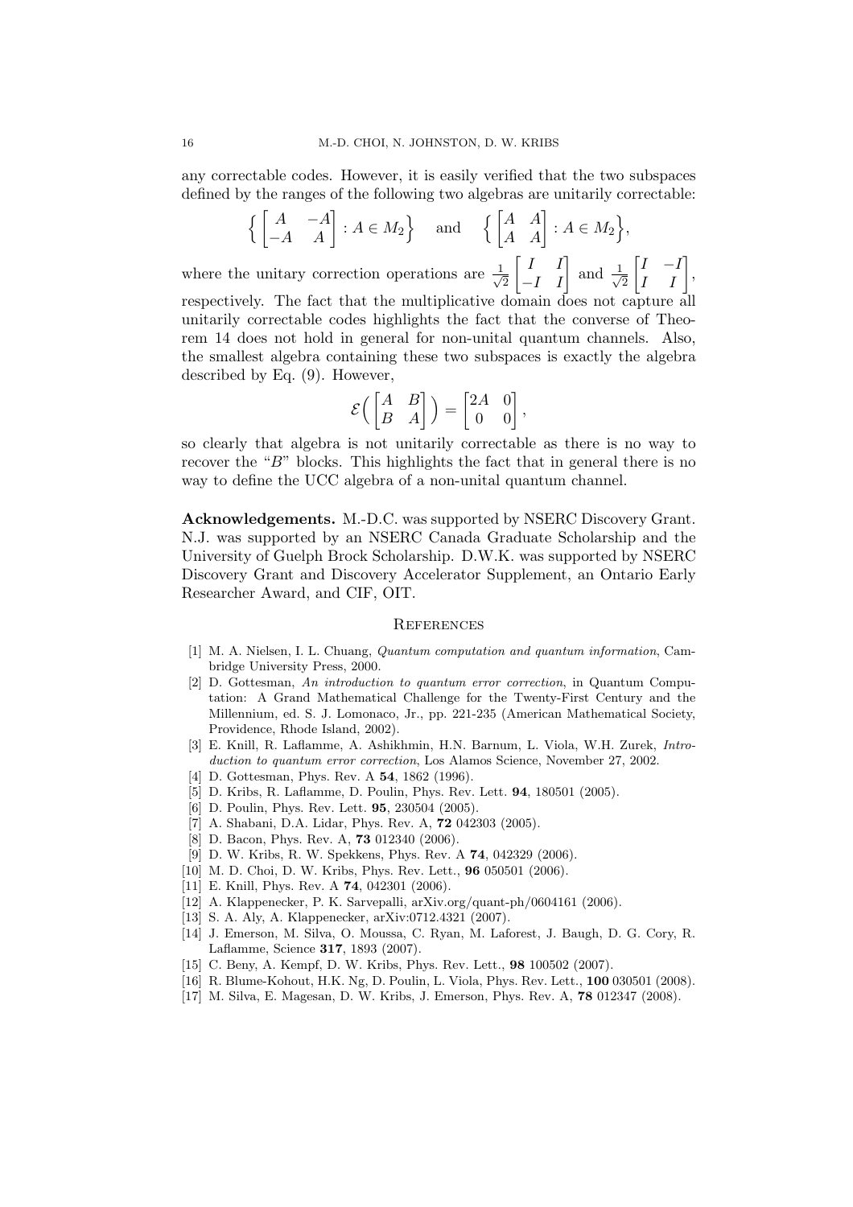any correctable codes. However, it is easily verified that the two subspaces defined by the ranges of the following two algebras are unitarily correctable:

$$\Big\{ \begin{bmatrix} A & -A \\ -A & A \end{bmatrix} : A \in M_2 \Big\} \quad \text{and} \quad \Big\{ \begin{bmatrix} A & A \\ A & A \end{bmatrix} : A \in M_2 \Big\},$$

where the unitary correction operations are $\frac{1}{\sqrt{2}} \begin{bmatrix} I & I \\ -I & I \end{bmatrix}$ and $\frac{1}{\sqrt{2}} \begin{bmatrix} I & -I \\ I & I \end{bmatrix}$, respectively. The fact that the multiplicative domain does not capture all unitarily correctable codes highlights the fact that the converse of Theorem 14 does not hold in general for non-unital quantum channels. Also, the smallest algebra containing these two subspaces is exactly the algebra described by Eq. (9). However,

$$\mathcal{E}\Big( \begin{bmatrix} A & B \\ B & A \end{bmatrix} \Big) = \begin{bmatrix} 2A & 0 \\ 0 & 0 \end{bmatrix},$$

so clearly that algebra is not unitarily correctable as there is no way to recover the "$B$" blocks. This highlights the fact that in general there is no way to define the UCC algebra of a non-unital quantum channel.

**Acknowledgements.** M.-D.C. was supported by NSERC Discovery Grant. N.J. was supported by an NSERC Canada Graduate Scholarship and the University of Guelph Brock Scholarship. D.W.K. was supported by NSERC Discovery Grant and Discovery Accelerator Supplement, an Ontario Early Researcher Award, and CIF, OIT.

## References

[1] M. A. Nielsen, I. L. Chuang, *Quantum computation and quantum information*, Cambridge University Press, 2000.

[2] D. Gottesman, *An introduction to quantum error correction*, in Quantum Computation: A Grand Mathematical Challenge for the Twenty-First Century and the Millennium, ed. S. J. Lomonaco, Jr., pp. 221-235 (American Mathematical Society, Providence, Rhode Island, 2002).

[3] E. Knill, R. Laflamme, A. Ashikhmin, H.N. Barnum, L. Viola, W.H. Zurek, *Introduction to quantum error correction*, Los Alamos Science, November 27, 2002.

[4] D. Gottesman, Phys. Rev. A **54**, 1862 (1996).

[5] D. Kribs, R. Laflamme, D. Poulin, Phys. Rev. Lett. **94**, 180501 (2005).

[6] D. Poulin, Phys. Rev. Lett. **95**, 230504 (2005).

[7] A. Shabani, D.A. Lidar, Phys. Rev. A, **72** 042303 (2005).

[8] D. Bacon, Phys. Rev. A, **73** 012340 (2006).

[9] D. W. Kribs, R. W. Spekkens, Phys. Rev. A **74**, 042329 (2006).

[10] M. D. Choi, D. W. Kribs, Phys. Rev. Lett., **96** 050501 (2006).

[11] E. Knill, Phys. Rev. A **74**, 042301 (2006).

[12] A. Klappenecker, P. K. Sarvepalli, arXiv.org/quant-ph/0604161 (2006).

[13] S. A. Aly, A. Klappenecker, arXiv:0712.4321 (2007).

[14] J. Emerson, M. Silva, O. Moussa, C. Ryan, M. Laforest, J. Baugh, D. G. Cory, R. Laflamme, Science **317**, 1893 (2007).

[15] C. Beny, A. Kempf, D. W. Kribs, Phys. Rev. Lett., **98** 100502 (2007).

[16] R. Blume-Kohout, H.K. Ng, D. Poulin, L. Viola, Phys. Rev. Lett., **100** 030501 (2008).

[17] M. Silva, E. Magesan, D. W. Kribs, J. Emerson, Phys. Rev. A, **78** 012347 (2008).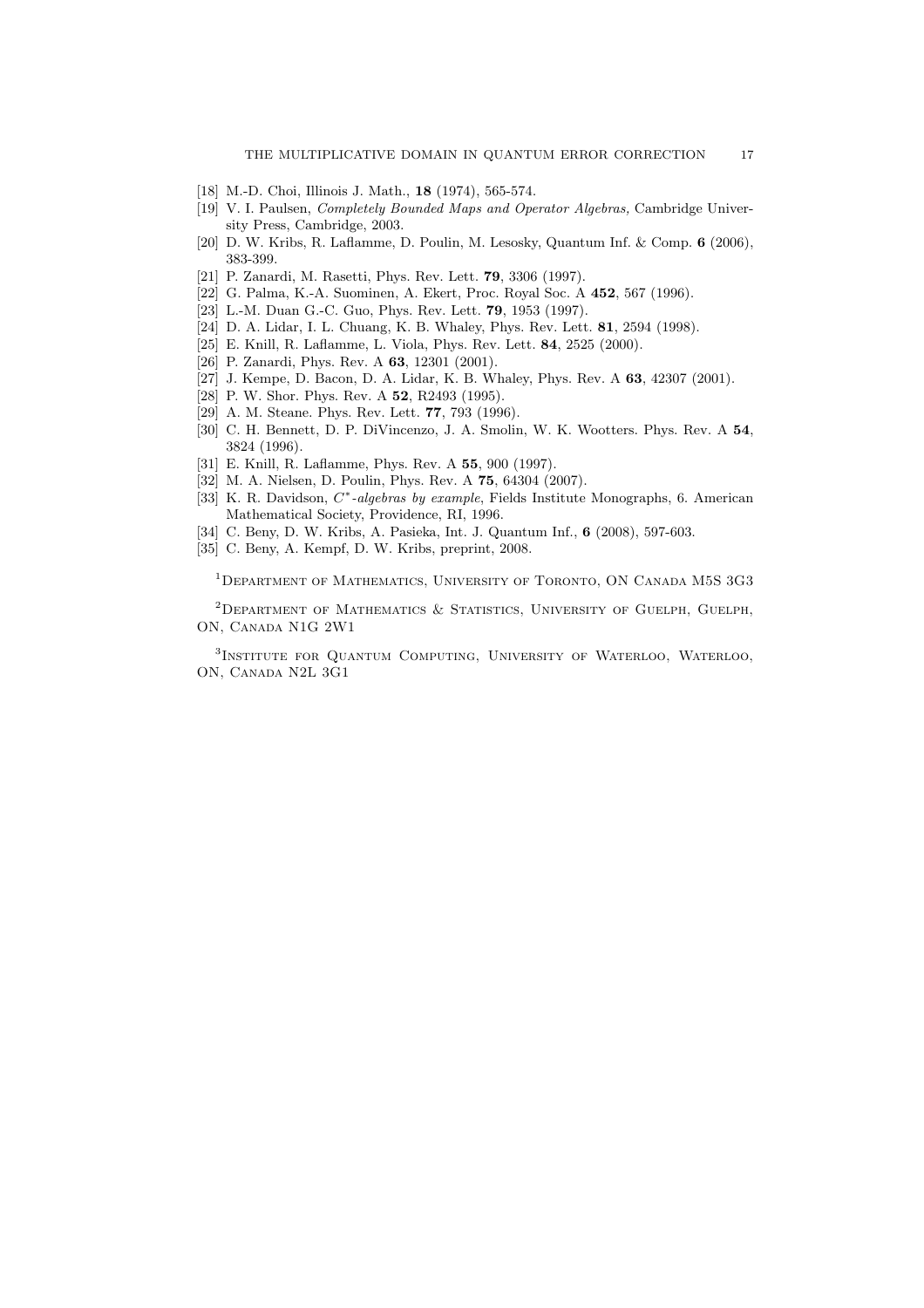[18] M.-D. Choi, Illinois J. Math., **18** (1974), 565-574.

[19] V. I. Paulsen, *Completely Bounded Maps and Operator Algebras,* Cambridge University Press, Cambridge, 2003.

[20] D. W. Kribs, R. Laflamme, D. Poulin, M. Lesosky, Quantum Inf. & Comp. **6** (2006), 383-399.

[21] P. Zanardi, M. Rasetti, Phys. Rev. Lett. **79**, 3306 (1997).

[22] G. Palma, K.-A. Suominen, A. Ekert, Proc. Royal Soc. A **452**, 567 (1996).

[23] L.-M. Duan G.-C. Guo, Phys. Rev. Lett. **79**, 1953 (1997).

[24] D. A. Lidar, I. L. Chuang, K. B. Whaley, Phys. Rev. Lett. **81**, 2594 (1998).

[25] E. Knill, R. Laflamme, L. Viola, Phys. Rev. Lett. **84**, 2525 (2000).

[26] P. Zanardi, Phys. Rev. A **63**, 12301 (2001).

[27] J. Kempe, D. Bacon, D. A. Lidar, K. B. Whaley, Phys. Rev. A **63**, 42307 (2001).

[28] P. W. Shor. Phys. Rev. A **52**, R2493 (1995).

[29] A. M. Steane. Phys. Rev. Lett. **77**, 793 (1996).

[30] C. H. Bennett, D. P. DiVincenzo, J. A. Smolin, W. K. Wootters. Phys. Rev. A **54**, 3824 (1996).

[31] E. Knill, R. Laflamme, Phys. Rev. A **55**, 900 (1997).

[32] M. A. Nielsen, D. Poulin, Phys. Rev. A **75**, 64304 (2007).

[33] K. R. Davidson, *$C^*$-algebras by example*, Fields Institute Monographs, 6. American Mathematical Society, Providence, RI, 1996.

[34] C. Beny, D. W. Kribs, A. Pasieka, Int. J. Quantum Inf., **6** (2008), 597-603.

[35] C. Beny, A. Kempf, D. W. Kribs, preprint, 2008.

[1]Department of Mathematics, University of Toronto, ON Canada M5S 3G3

[2]Department of Mathematics & Statistics, University of Guelph, Guelph, ON, Canada N1G 2W1

[3]Institute for Quantum Computing, University of Waterloo, Waterloo, ON, Canada N2L 3G1